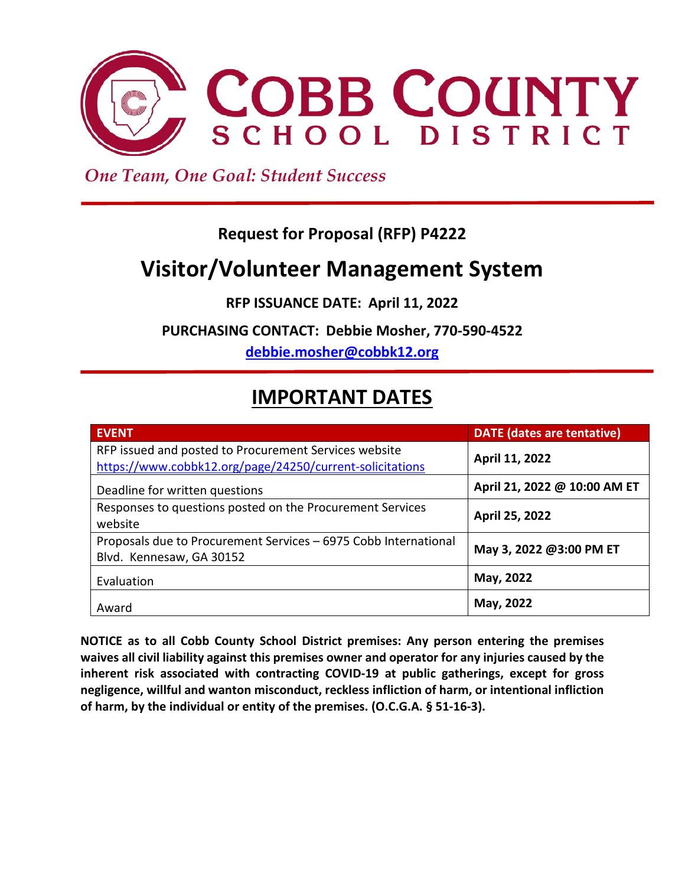# COBB COUNTY SCHOOL DISTRICT

*One Team, One Goal: Student Success*

**Request for Proposal (RFP) P4222**

# Visitor/Volunteer Management System

**RFP ISSUANCE DATE: April 11, 2022**

**PURCHASING CONTACT: Debbie Mosher, 770-590-4522**

**debbie.mosher@cobbk12.org**

## IMPORTANT DATES

| EVENT | DATE (dates are tentative) |
|---|---|
| RFP issued and posted to Procurement Services website https://www.cobbk12.org/page/24250/current-solicitations | **April 11, 2022** |
| Deadline for written questions | **April 21, 2022 @ 10:00 AM ET** |
| Responses to questions posted on the Procurement Services website | **April 25, 2022** |
| Proposals due to Procurement Services – 6975 Cobb International Blvd. Kennesaw, GA 30152 | **May 3, 2022 @3:00 PM ET** |
| Evaluation | **May, 2022** |
| Award | **May, 2022** |

**NOTICE as to all Cobb County School District premises: Any person entering the premises waives all civil liability against this premises owner and operator for any injuries caused by the inherent risk associated with contracting COVID-19 at public gatherings, except for gross negligence, willful and wanton misconduct, reckless infliction of harm, or intentional infliction of harm, by the individual or entity of the premises. (O.C.G.A. § 51-16-3).**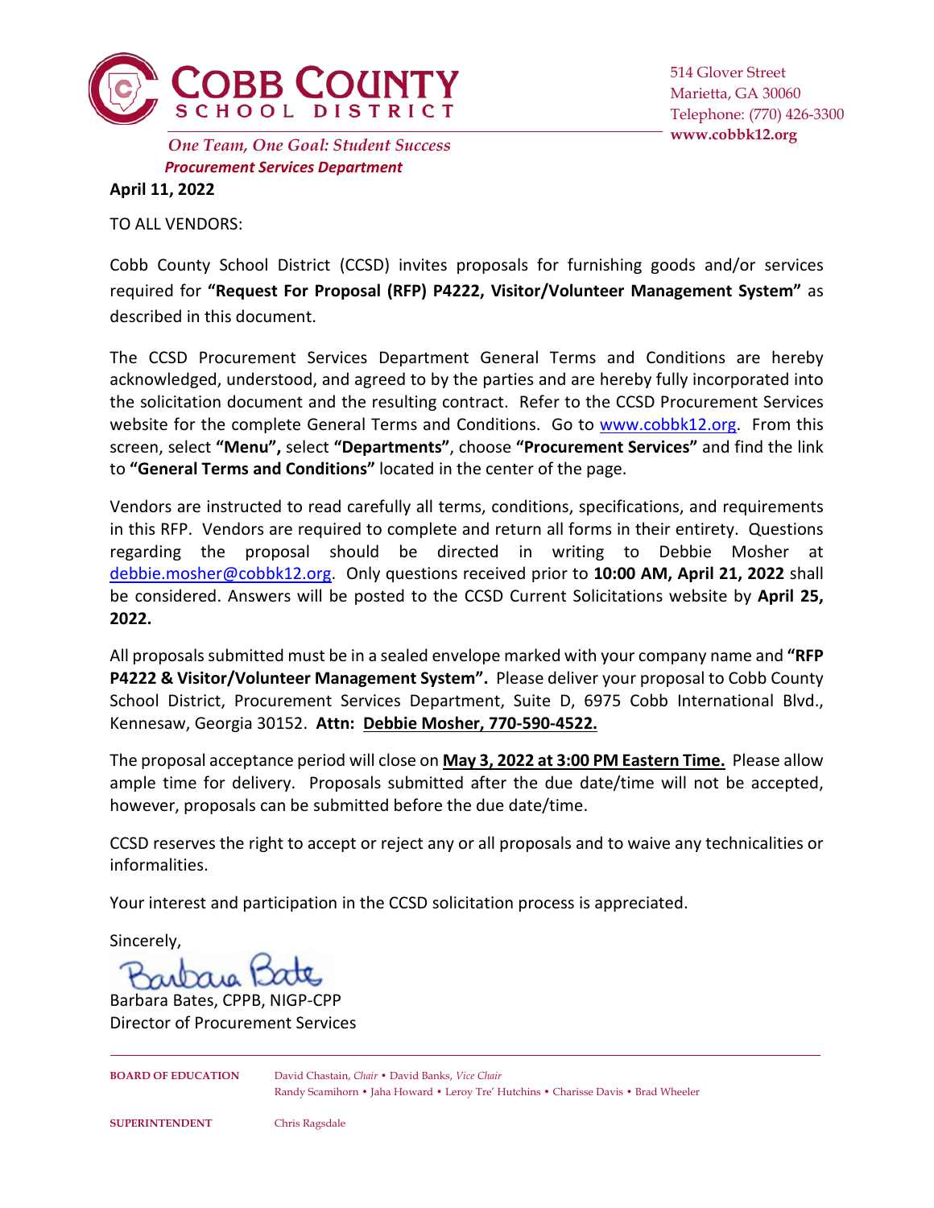**COBB COUNTY SCHOOL DISTRICT**

514 Glover Street
Marietta, GA 30060
Telephone: (770) 426-3300
**www.cobbk12.org**

*One Team, One Goal: Student Success*

***Procurement Services Department***

**April 11, 2022**

TO ALL VENDORS:

Cobb County School District (CCSD) invites proposals for furnishing goods and/or services required for **"Request For Proposal (RFP) P4222, Visitor/Volunteer Management System"** as described in this document.

The CCSD Procurement Services Department General Terms and Conditions are hereby acknowledged, understood, and agreed to by the parties and are hereby fully incorporated into the solicitation document and the resulting contract. Refer to the CCSD Procurement Services website for the complete General Terms and Conditions. Go to www.cobbk12.org. From this screen, select **"Menu",** select **"Departments"**, choose **"Procurement Services"** and find the link to **"General Terms and Conditions"** located in the center of the page.

Vendors are instructed to read carefully all terms, conditions, specifications, and requirements in this RFP. Vendors are required to complete and return all forms in their entirety. Questions regarding the proposal should be directed in writing to Debbie Mosher at debbie.mosher@cobbk12.org. Only questions received prior to **10:00 AM, April 21, 2022** shall be considered. Answers will be posted to the CCSD Current Solicitations website by **April 25, 2022.**

All proposals submitted must be in a sealed envelope marked with your company name and **"RFP P4222 & Visitor/Volunteer Management System".** Please deliver your proposal to Cobb County School District, Procurement Services Department, Suite D, 6975 Cobb International Blvd., Kennesaw, Georgia 30152. **Attn: Debbie Mosher, 770-590-4522.**

The proposal acceptance period will close on **May 3, 2022 at 3:00 PM Eastern Time.** Please allow ample time for delivery. Proposals submitted after the due date/time will not be accepted, however, proposals can be submitted before the due date/time.

CCSD reserves the right to accept or reject any or all proposals and to waive any technicalities or informalities.

Your interest and participation in the CCSD solicitation process is appreciated.

Sincerely,

Barbara Bates, CPPB, NIGP-CPP
Director of Procurement Services

**BOARD OF EDUCATION** David Chastain, *Chair* • David Banks, *Vice Chair*
Randy Scamihorn • Jaha Howard • Leroy Tre' Hutchins • Charisse Davis • Brad Wheeler

**SUPERINTENDENT** Chris Ragsdale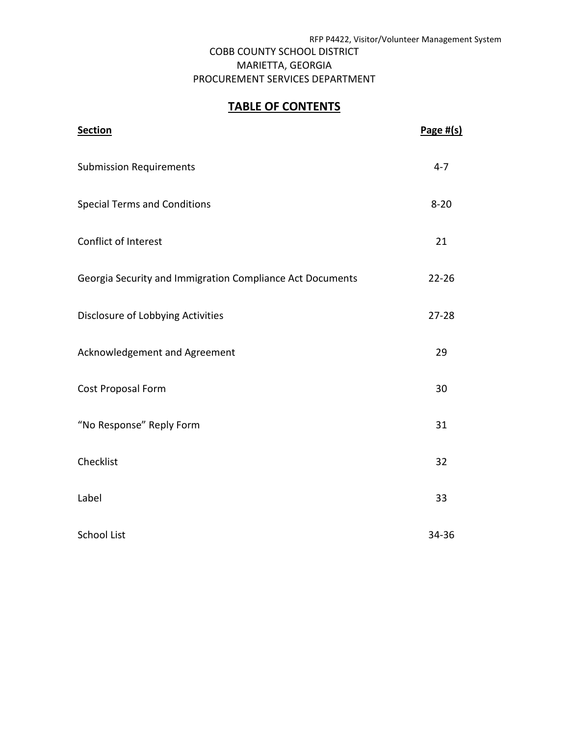COBB COUNTY SCHOOL DISTRICT
MARIETTA, GEORGIA
PROCUREMENT SERVICES DEPARTMENT

# TABLE OF CONTENTS

| Section | Page #(s) |
|---|---|
| Submission Requirements | 4-7 |
| Special Terms and Conditions | 8-20 |
| Conflict of Interest | 21 |
| Georgia Security and Immigration Compliance Act Documents | 22-26 |
| Disclosure of Lobbying Activities | 27-28 |
| Acknowledgement and Agreement | 29 |
| Cost Proposal Form | 30 |
| “No Response” Reply Form | 31 |
| Checklist | 32 |
| Label | 33 |
| School List | 34-36 |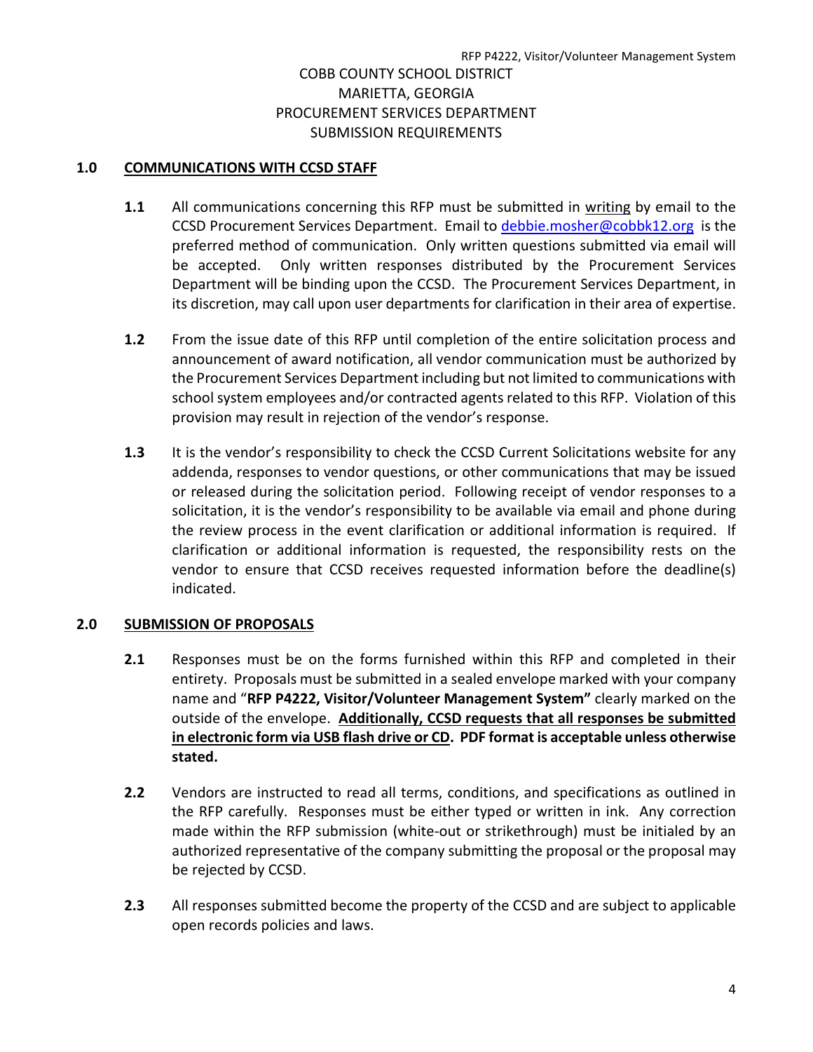COBB COUNTY SCHOOL DISTRICT
MARIETTA, GEORGIA
PROCUREMENT SERVICES DEPARTMENT
SUBMISSION REQUIREMENTS

## 1.0 COMMUNICATIONS WITH CCSD STAFF

**1.1** All communications concerning this RFP must be submitted in writing by email to the CCSD Procurement Services Department. Email to debbie.mosher@cobbk12.org is the preferred method of communication. Only written questions submitted via email will be accepted. Only written responses distributed by the Procurement Services Department will be binding upon the CCSD. The Procurement Services Department, in its discretion, may call upon user departments for clarification in their area of expertise.

**1.2** From the issue date of this RFP until completion of the entire solicitation process and announcement of award notification, all vendor communication must be authorized by the Procurement Services Department including but not limited to communications with school system employees and/or contracted agents related to this RFP. Violation of this provision may result in rejection of the vendor's response.

**1.3** It is the vendor's responsibility to check the CCSD Current Solicitations website for any addenda, responses to vendor questions, or other communications that may be issued or released during the solicitation period. Following receipt of vendor responses to a solicitation, it is the vendor's responsibility to be available via email and phone during the review process in the event clarification or additional information is required. If clarification or additional information is requested, the responsibility rests on the vendor to ensure that CCSD receives requested information before the deadline(s) indicated.

## 2.0 SUBMISSION OF PROPOSALS

**2.1** Responses must be on the forms furnished within this RFP and completed in their entirety. Proposals must be submitted in a sealed envelope marked with your company name and "**RFP P4222, Visitor/Volunteer Management System"** clearly marked on the outside of the envelope. **Additionally, CCSD requests that all responses be submitted in electronic form via USB flash drive or CD. PDF format is acceptable unless otherwise stated.**

**2.2** Vendors are instructed to read all terms, conditions, and specifications as outlined in the RFP carefully. Responses must be either typed or written in ink. Any correction made within the RFP submission (white-out or strikethrough) must be initialed by an authorized representative of the company submitting the proposal or the proposal may be rejected by CCSD.

**2.3** All responses submitted become the property of the CCSD and are subject to applicable open records policies and laws.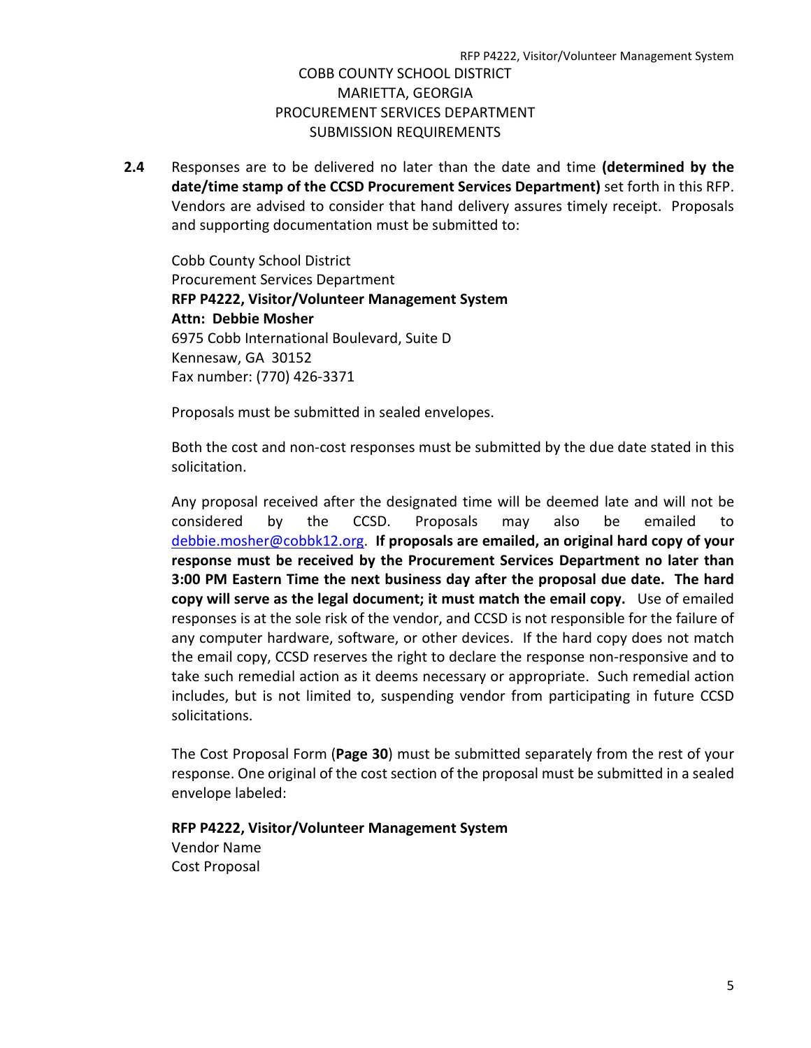COBB COUNTY SCHOOL DISTRICT
MARIETTA, GEORGIA
PROCUREMENT SERVICES DEPARTMENT
SUBMISSION REQUIREMENTS

**2.4** Responses are to be delivered no later than the date and time **(determined by the date/time stamp of the CCSD Procurement Services Department)** set forth in this RFP. Vendors are advised to consider that hand delivery assures timely receipt. Proposals and supporting documentation must be submitted to:

Cobb County School District
Procurement Services Department
**RFP P4222, Visitor/Volunteer Management System**
**Attn: Debbie Mosher**
6975 Cobb International Boulevard, Suite D
Kennesaw, GA 30152
Fax number: (770) 426-3371

Proposals must be submitted in sealed envelopes.

Both the cost and non-cost responses must be submitted by the due date stated in this solicitation.

Any proposal received after the designated time will be deemed late and will not be considered by the CCSD. Proposals may also be emailed to debbie.mosher@cobbk12.org. **If proposals are emailed, an original hard copy of your response must be received by the Procurement Services Department no later than 3:00 PM Eastern Time the next business day after the proposal due date. The hard copy will serve as the legal document; it must match the email copy.** Use of emailed responses is at the sole risk of the vendor, and CCSD is not responsible for the failure of any computer hardware, software, or other devices. If the hard copy does not match the email copy, CCSD reserves the right to declare the response non-responsive and to take such remedial action as it deems necessary or appropriate. Such remedial action includes, but is not limited to, suspending vendor from participating in future CCSD solicitations.

The Cost Proposal Form (**Page 30**) must be submitted separately from the rest of your response. One original of the cost section of the proposal must be submitted in a sealed envelope labeled:

**RFP P4222, Visitor/Volunteer Management System**
Vendor Name
Cost Proposal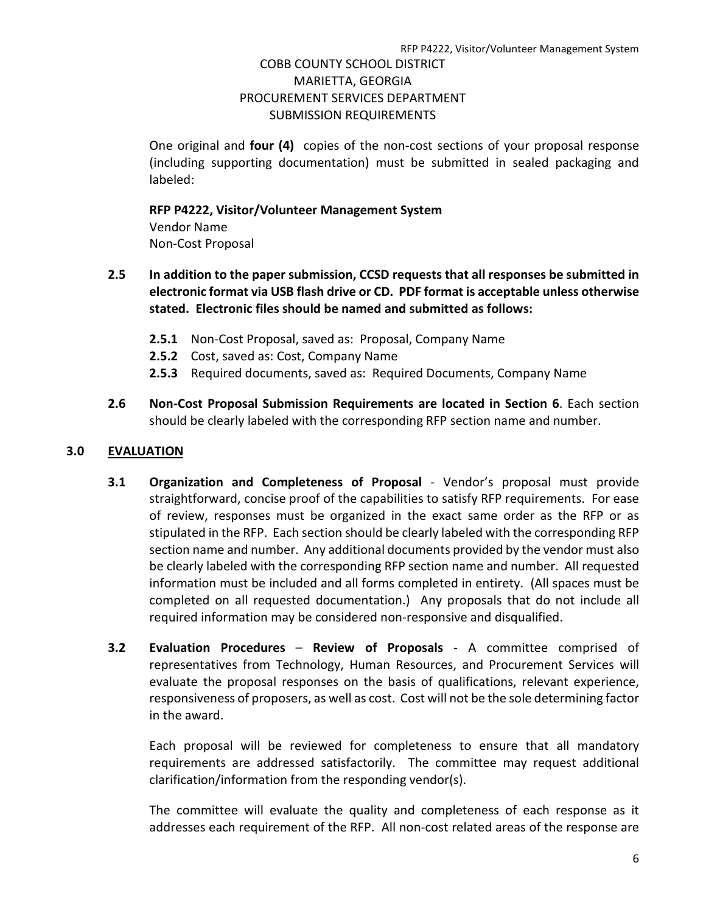COBB COUNTY SCHOOL DISTRICT
MARIETTA, GEORGIA
PROCUREMENT SERVICES DEPARTMENT
SUBMISSION REQUIREMENTS

One original and **four (4)** copies of the non-cost sections of your proposal response (including supporting documentation) must be submitted in sealed packaging and labeled:

**RFP P4222, Visitor/Volunteer Management System**
Vendor Name
Non-Cost Proposal

**2.5 In addition to the paper submission, CCSD requests that all responses be submitted in electronic format via USB flash drive or CD. PDF format is acceptable unless otherwise stated. Electronic files should be named and submitted as follows:**

- **2.5.1** Non-Cost Proposal, saved as: Proposal, Company Name
- **2.5.2** Cost, saved as: Cost, Company Name
- **2.5.3** Required documents, saved as: Required Documents, Company Name

**2.6 Non-Cost Proposal Submission Requirements are located in Section 6**. Each section should be clearly labeled with the corresponding RFP section name and number.

## 3.0 EVALUATION

**3.1 Organization and Completeness of Proposal** - Vendor's proposal must provide straightforward, concise proof of the capabilities to satisfy RFP requirements. For ease of review, responses must be organized in the exact same order as the RFP or as stipulated in the RFP. Each section should be clearly labeled with the corresponding RFP section name and number. Any additional documents provided by the vendor must also be clearly labeled with the corresponding RFP section name and number. All requested information must be included and all forms completed in entirety. (All spaces must be completed on all requested documentation.) Any proposals that do not include all required information may be considered non-responsive and disqualified.

**3.2 Evaluation Procedures** – **Review of Proposals** - A committee comprised of representatives from Technology, Human Resources, and Procurement Services will evaluate the proposal responses on the basis of qualifications, relevant experience, responsiveness of proposers, as well as cost. Cost will not be the sole determining factor in the award.

Each proposal will be reviewed for completeness to ensure that all mandatory requirements are addressed satisfactorily. The committee may request additional clarification/information from the responding vendor(s).

The committee will evaluate the quality and completeness of each response as it addresses each requirement of the RFP. All non-cost related areas of the response are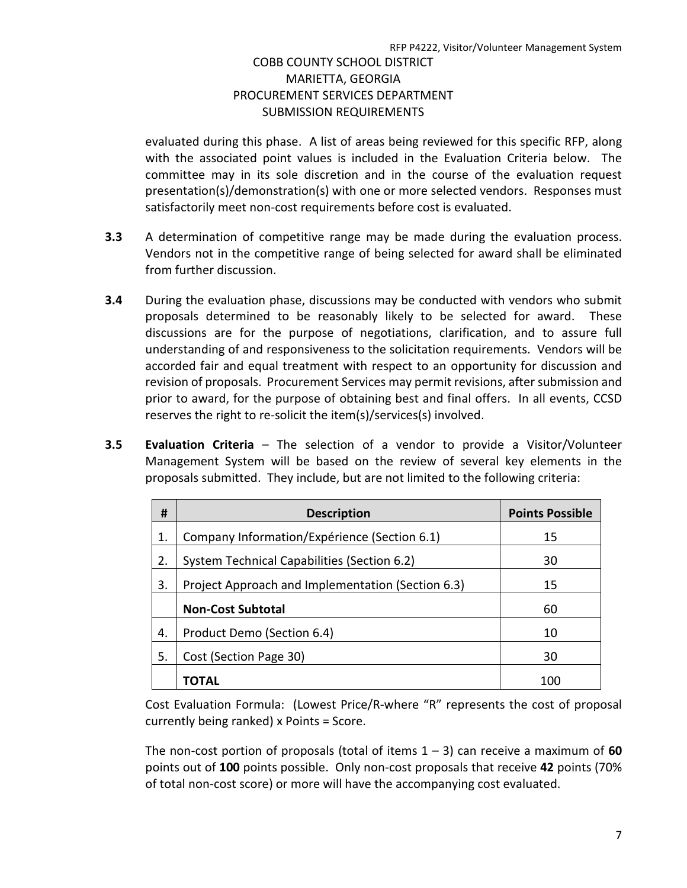evaluated during this phase. A list of areas being reviewed for this specific RFP, along with the associated point values is included in the Evaluation Criteria below. The committee may in its sole discretion and in the course of the evaluation request presentation(s)/demonstration(s) with one or more selected vendors. Responses must satisfactorily meet non-cost requirements before cost is evaluated.

**3.3** A determination of competitive range may be made during the evaluation process. Vendors not in the competitive range of being selected for award shall be eliminated from further discussion.

**3.4** During the evaluation phase, discussions may be conducted with vendors who submit proposals determined to be reasonably likely to be selected for award. These discussions are for the purpose of negotiations, clarification, and to assure full understanding of and responsiveness to the solicitation requirements. Vendors will be accorded fair and equal treatment with respect to an opportunity for discussion and revision of proposals. Procurement Services may permit revisions, after submission and prior to award, for the purpose of obtaining best and final offers. In all events, CCSD reserves the right to re-solicit the item(s)/services(s) involved.

**3.5** **Evaluation Criteria** – The selection of a vendor to provide a Visitor/Volunteer Management System will be based on the review of several key elements in the proposals submitted. They include, but are not limited to the following criteria:

| # | Description | Points Possible |
|---|---|---|
| 1. | Company Information/Expérience (Section 6.1) | 15 |
| 2. | System Technical Capabilities (Section 6.2) | 30 |
| 3. | Project Approach and Implementation (Section 6.3) | 15 |
| | **Non-Cost Subtotal** | 60 |
| 4. | Product Demo (Section 6.4) | 10 |
| 5. | Cost (Section Page 30) | 30 |
| | **TOTAL** | 100 |

Cost Evaluation Formula: (Lowest Price/R-where "R" represents the cost of proposal currently being ranked) x Points = Score.

The non-cost portion of proposals (total of items 1 – 3) can receive a maximum of **60** points out of **100** points possible. Only non-cost proposals that receive **42** points (70% of total non-cost score) or more will have the accompanying cost evaluated.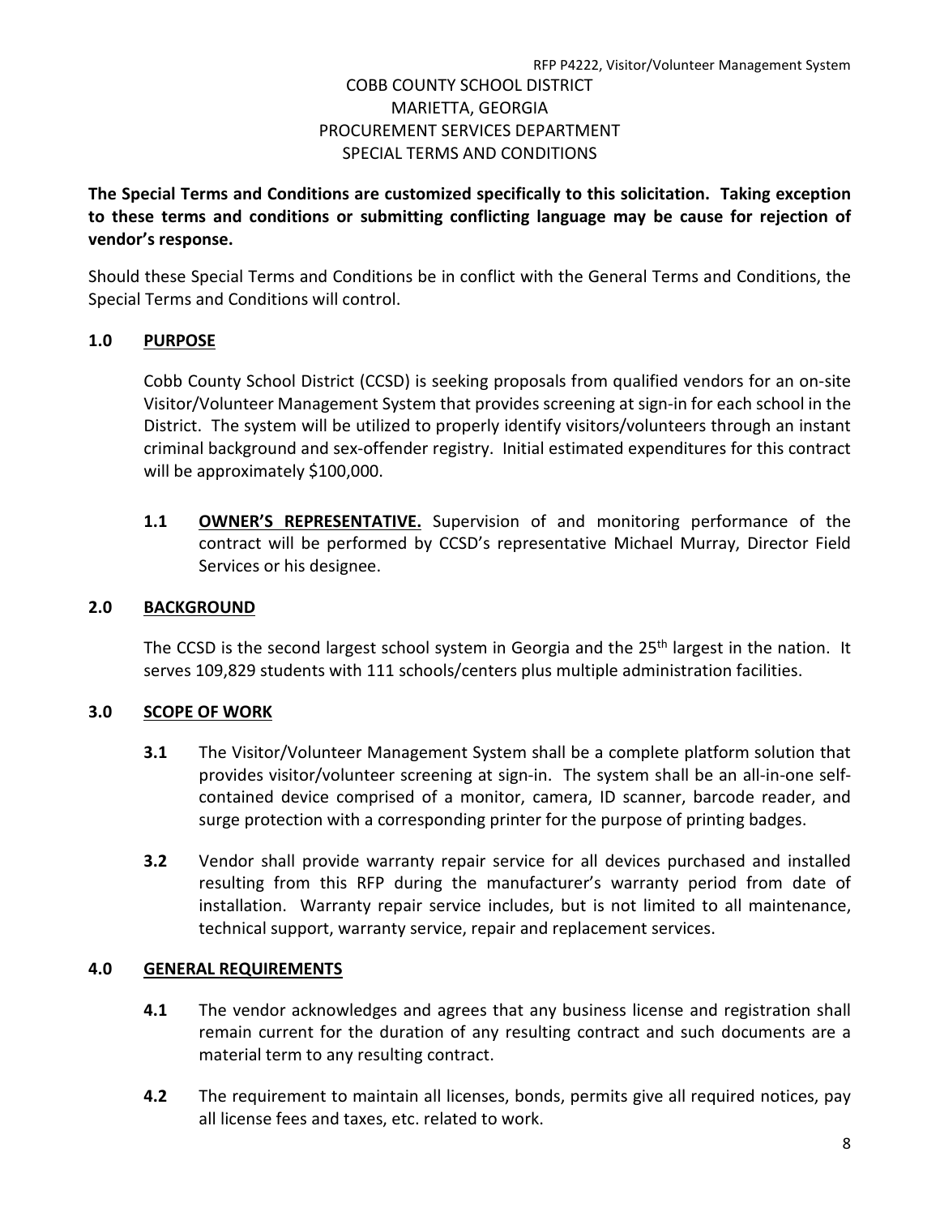COBB COUNTY SCHOOL DISTRICT
MARIETTA, GEORGIA
PROCUREMENT SERVICES DEPARTMENT
SPECIAL TERMS AND CONDITIONS

**The Special Terms and Conditions are customized specifically to this solicitation. Taking exception to these terms and conditions or submitting conflicting language may be cause for rejection of vendor's response.**

Should these Special Terms and Conditions be in conflict with the General Terms and Conditions, the Special Terms and Conditions will control.

## 1.0 PURPOSE

Cobb County School District (CCSD) is seeking proposals from qualified vendors for an on-site Visitor/Volunteer Management System that provides screening at sign-in for each school in the District. The system will be utilized to properly identify visitors/volunteers through an instant criminal background and sex-offender registry. Initial estimated expenditures for this contract will be approximately $100,000.

**1.1 OWNER'S REPRESENTATIVE.** Supervision of and monitoring performance of the contract will be performed by CCSD's representative Michael Murray, Director Field Services or his designee.

## 2.0 BACKGROUND

The CCSD is the second largest school system in Georgia and the 25th largest in the nation. It serves 109,829 students with 111 schools/centers plus multiple administration facilities.

## 3.0 SCOPE OF WORK

**3.1** The Visitor/Volunteer Management System shall be a complete platform solution that provides visitor/volunteer screening at sign-in. The system shall be an all-in-one self-contained device comprised of a monitor, camera, ID scanner, barcode reader, and surge protection with a corresponding printer for the purpose of printing badges.

**3.2** Vendor shall provide warranty repair service for all devices purchased and installed resulting from this RFP during the manufacturer's warranty period from date of installation. Warranty repair service includes, but is not limited to all maintenance, technical support, warranty service, repair and replacement services.

## 4.0 GENERAL REQUIREMENTS

**4.1** The vendor acknowledges and agrees that any business license and registration shall remain current for the duration of any resulting contract and such documents are a material term to any resulting contract.

**4.2** The requirement to maintain all licenses, bonds, permits give all required notices, pay all license fees and taxes, etc. related to work.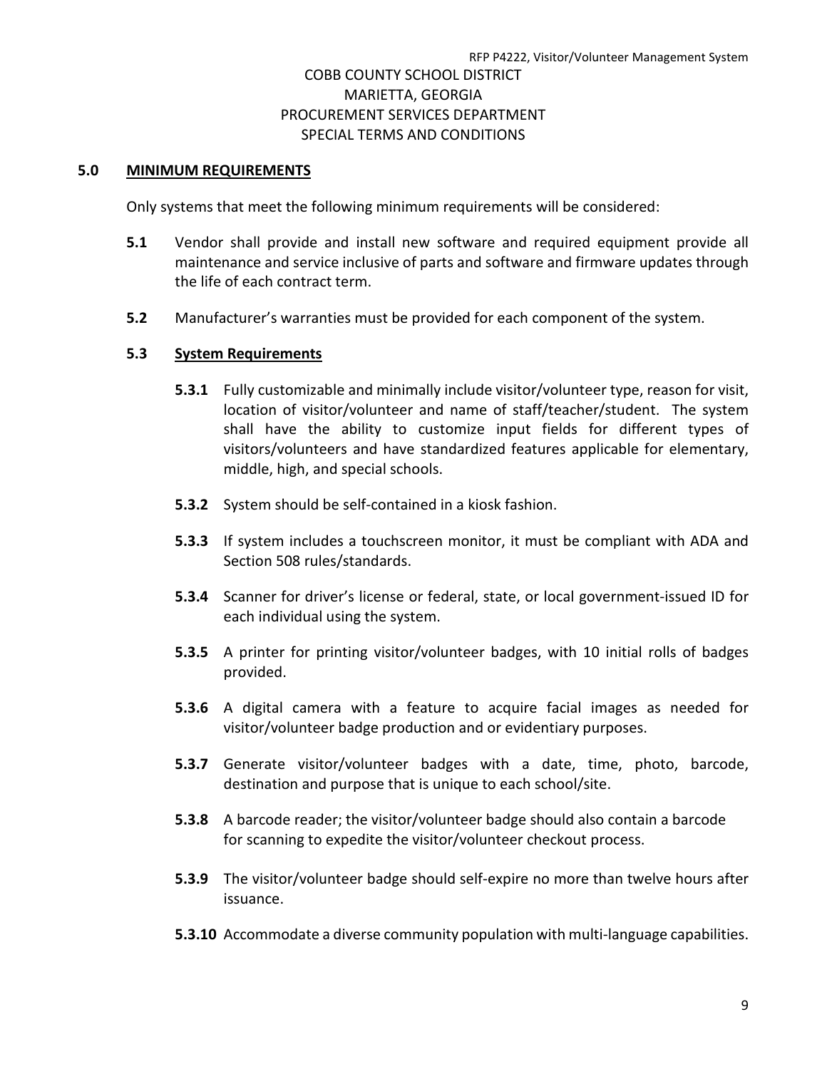COBB COUNTY SCHOOL DISTRICT
MARIETTA, GEORGIA
PROCUREMENT SERVICES DEPARTMENT
SPECIAL TERMS AND CONDITIONS

## 5.0 MINIMUM REQUIREMENTS

Only systems that meet the following minimum requirements will be considered:

**5.1** Vendor shall provide and install new software and required equipment provide all maintenance and service inclusive of parts and software and firmware updates through the life of each contract term.

**5.2** Manufacturer's warranties must be provided for each component of the system.

### 5.3 System Requirements

**5.3.1** Fully customizable and minimally include visitor/volunteer type, reason for visit, location of visitor/volunteer and name of staff/teacher/student. The system shall have the ability to customize input fields for different types of visitors/volunteers and have standardized features applicable for elementary, middle, high, and special schools.

**5.3.2** System should be self-contained in a kiosk fashion.

**5.3.3** If system includes a touchscreen monitor, it must be compliant with ADA and Section 508 rules/standards.

**5.3.4** Scanner for driver's license or federal, state, or local government-issued ID for each individual using the system.

**5.3.5** A printer for printing visitor/volunteer badges, with 10 initial rolls of badges provided.

**5.3.6** A digital camera with a feature to acquire facial images as needed for visitor/volunteer badge production and or evidentiary purposes.

**5.3.7** Generate visitor/volunteer badges with a date, time, photo, barcode, destination and purpose that is unique to each school/site.

**5.3.8** A barcode reader; the visitor/volunteer badge should also contain a barcode for scanning to expedite the visitor/volunteer checkout process.

**5.3.9** The visitor/volunteer badge should self-expire no more than twelve hours after issuance.

**5.3.10** Accommodate a diverse community population with multi-language capabilities.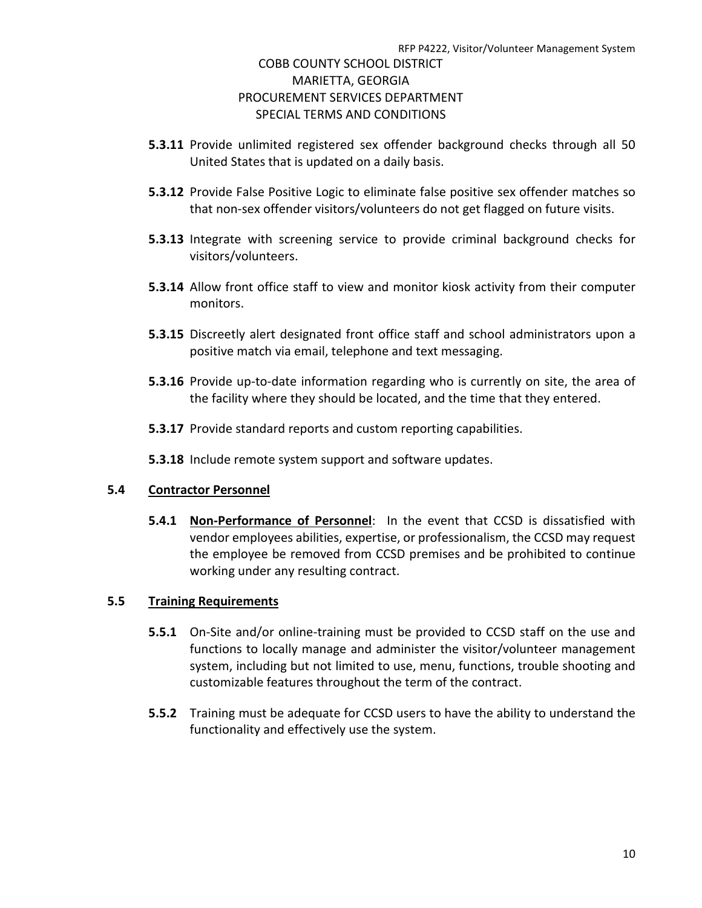**5.3.11** Provide unlimited registered sex offender background checks through all 50 United States that is updated on a daily basis.

**5.3.12** Provide False Positive Logic to eliminate false positive sex offender matches so that non-sex offender visitors/volunteers do not get flagged on future visits.

**5.3.13** Integrate with screening service to provide criminal background checks for visitors/volunteers.

**5.3.14** Allow front office staff to view and monitor kiosk activity from their computer monitors.

**5.3.15** Discreetly alert designated front office staff and school administrators upon a positive match via email, telephone and text messaging.

**5.3.16** Provide up-to-date information regarding who is currently on site, the area of the facility where they should be located, and the time that they entered.

**5.3.17** Provide standard reports and custom reporting capabilities.

**5.3.18** Include remote system support and software updates.

## 5.4 Contractor Personnel

**5.4.1** **Non-Performance of Personnel**: In the event that CCSD is dissatisfied with vendor employees abilities, expertise, or professionalism, the CCSD may request the employee be removed from CCSD premises and be prohibited to continue working under any resulting contract.

## 5.5 Training Requirements

**5.5.1** On-Site and/or online-training must be provided to CCSD staff on the use and functions to locally manage and administer the visitor/volunteer management system, including but not limited to use, menu, functions, trouble shooting and customizable features throughout the term of the contract.

**5.5.2** Training must be adequate for CCSD users to have the ability to understand the functionality and effectively use the system.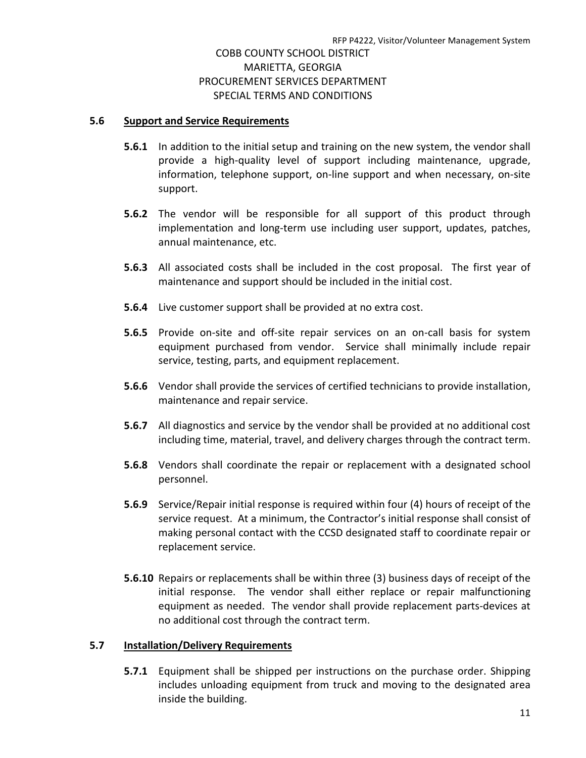COBB COUNTY SCHOOL DISTRICT
MARIETTA, GEORGIA
PROCUREMENT SERVICES DEPARTMENT
SPECIAL TERMS AND CONDITIONS

## 5.6 Support and Service Requirements

**5.6.1** In addition to the initial setup and training on the new system, the vendor shall provide a high-quality level of support including maintenance, upgrade, information, telephone support, on-line support and when necessary, on-site support.

**5.6.2** The vendor will be responsible for all support of this product through implementation and long-term use including user support, updates, patches, annual maintenance, etc.

**5.6.3** All associated costs shall be included in the cost proposal. The first year of maintenance and support should be included in the initial cost.

**5.6.4** Live customer support shall be provided at no extra cost.

**5.6.5** Provide on-site and off-site repair services on an on-call basis for system equipment purchased from vendor. Service shall minimally include repair service, testing, parts, and equipment replacement.

**5.6.6** Vendor shall provide the services of certified technicians to provide installation, maintenance and repair service.

**5.6.7** All diagnostics and service by the vendor shall be provided at no additional cost including time, material, travel, and delivery charges through the contract term.

**5.6.8** Vendors shall coordinate the repair or replacement with a designated school personnel.

**5.6.9** Service/Repair initial response is required within four (4) hours of receipt of the service request. At a minimum, the Contractor's initial response shall consist of making personal contact with the CCSD designated staff to coordinate repair or replacement service.

**5.6.10** Repairs or replacements shall be within three (3) business days of receipt of the initial response. The vendor shall either replace or repair malfunctioning equipment as needed. The vendor shall provide replacement parts-devices at no additional cost through the contract term.

## 5.7 Installation/Delivery Requirements

**5.7.1** Equipment shall be shipped per instructions on the purchase order. Shipping includes unloading equipment from truck and moving to the designated area inside the building.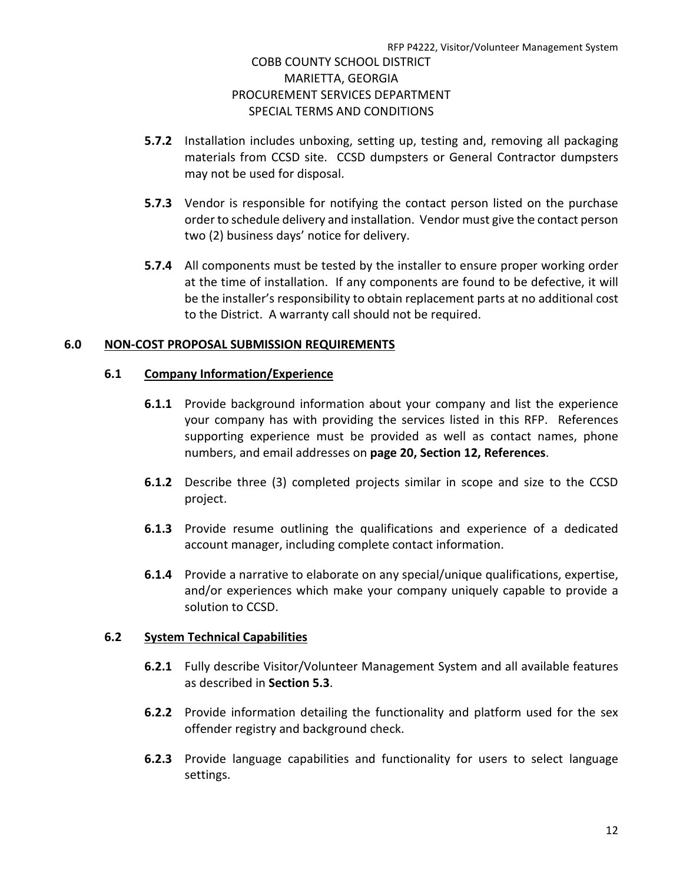**5.7.2** Installation includes unboxing, setting up, testing and, removing all packaging materials from CCSD site. CCSD dumpsters or General Contractor dumpsters may not be used for disposal.

**5.7.3** Vendor is responsible for notifying the contact person listed on the purchase order to schedule delivery and installation. Vendor must give the contact person two (2) business days' notice for delivery.

**5.7.4** All components must be tested by the installer to ensure proper working order at the time of installation. If any components are found to be defective, it will be the installer's responsibility to obtain replacement parts at no additional cost to the District. A warranty call should not be required.

## 6.0 NON-COST PROPOSAL SUBMISSION REQUIREMENTS

### 6.1 Company Information/Experience

**6.1.1** Provide background information about your company and list the experience your company has with providing the services listed in this RFP. References supporting experience must be provided as well as contact names, phone numbers, and email addresses on **page 20, Section 12, References**.

**6.1.2** Describe three (3) completed projects similar in scope and size to the CCSD project.

**6.1.3** Provide resume outlining the qualifications and experience of a dedicated account manager, including complete contact information.

**6.1.4** Provide a narrative to elaborate on any special/unique qualifications, expertise, and/or experiences which make your company uniquely capable to provide a solution to CCSD.

### 6.2 System Technical Capabilities

**6.2.1** Fully describe Visitor/Volunteer Management System and all available features as described in **Section 5.3**.

**6.2.2** Provide information detailing the functionality and platform used for the sex offender registry and background check.

**6.2.3** Provide language capabilities and functionality for users to select language settings.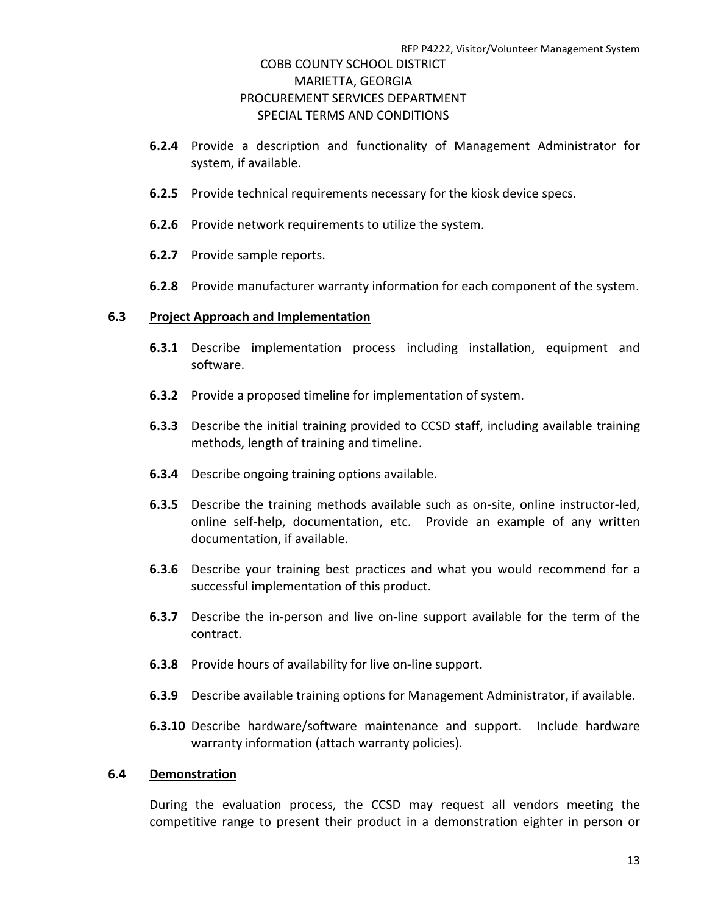**6.2.4** Provide a description and functionality of Management Administrator for system, if available.

**6.2.5** Provide technical requirements necessary for the kiosk device specs.

**6.2.6** Provide network requirements to utilize the system.

**6.2.7** Provide sample reports.

**6.2.8** Provide manufacturer warranty information for each component of the system.

**6.3** **Project Approach and Implementation**

**6.3.1** Describe implementation process including installation, equipment and software.

**6.3.2** Provide a proposed timeline for implementation of system.

**6.3.3** Describe the initial training provided to CCSD staff, including available training methods, length of training and timeline.

**6.3.4** Describe ongoing training options available.

**6.3.5** Describe the training methods available such as on-site, online instructor-led, online self-help, documentation, etc. Provide an example of any written documentation, if available.

**6.3.6** Describe your training best practices and what you would recommend for a successful implementation of this product.

**6.3.7** Describe the in-person and live on-line support available for the term of the contract.

**6.3.8** Provide hours of availability for live on-line support.

**6.3.9** Describe available training options for Management Administrator, if available.

**6.3.10** Describe hardware/software maintenance and support. Include hardware warranty information (attach warranty policies).

**6.4** **Demonstration**

During the evaluation process, the CCSD may request all vendors meeting the competitive range to present their product in a demonstration eighter in person or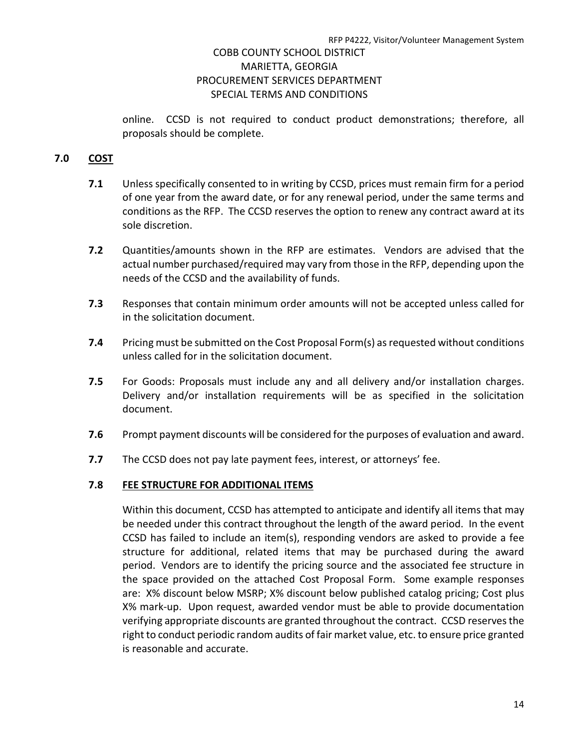online. CCSD is not required to conduct product demonstrations; therefore, all proposals should be complete.

## 7.0 COST

**7.1** Unless specifically consented to in writing by CCSD, prices must remain firm for a period of one year from the award date, or for any renewal period, under the same terms and conditions as the RFP. The CCSD reserves the option to renew any contract award at its sole discretion.

**7.2** Quantities/amounts shown in the RFP are estimates. Vendors are advised that the actual number purchased/required may vary from those in the RFP, depending upon the needs of the CCSD and the availability of funds.

**7.3** Responses that contain minimum order amounts will not be accepted unless called for in the solicitation document.

**7.4** Pricing must be submitted on the Cost Proposal Form(s) as requested without conditions unless called for in the solicitation document.

**7.5** For Goods: Proposals must include any and all delivery and/or installation charges. Delivery and/or installation requirements will be as specified in the solicitation document.

**7.6** Prompt payment discounts will be considered for the purposes of evaluation and award.

**7.7** The CCSD does not pay late payment fees, interest, or attorneys' fee.

### 7.8 FEE STRUCTURE FOR ADDITIONAL ITEMS

Within this document, CCSD has attempted to anticipate and identify all items that may be needed under this contract throughout the length of the award period. In the event CCSD has failed to include an item(s), responding vendors are asked to provide a fee structure for additional, related items that may be purchased during the award period. Vendors are to identify the pricing source and the associated fee structure in the space provided on the attached Cost Proposal Form. Some example responses are: X% discount below MSRP; X% discount below published catalog pricing; Cost plus X% mark-up. Upon request, awarded vendor must be able to provide documentation verifying appropriate discounts are granted throughout the contract. CCSD reserves the right to conduct periodic random audits of fair market value, etc. to ensure price granted is reasonable and accurate.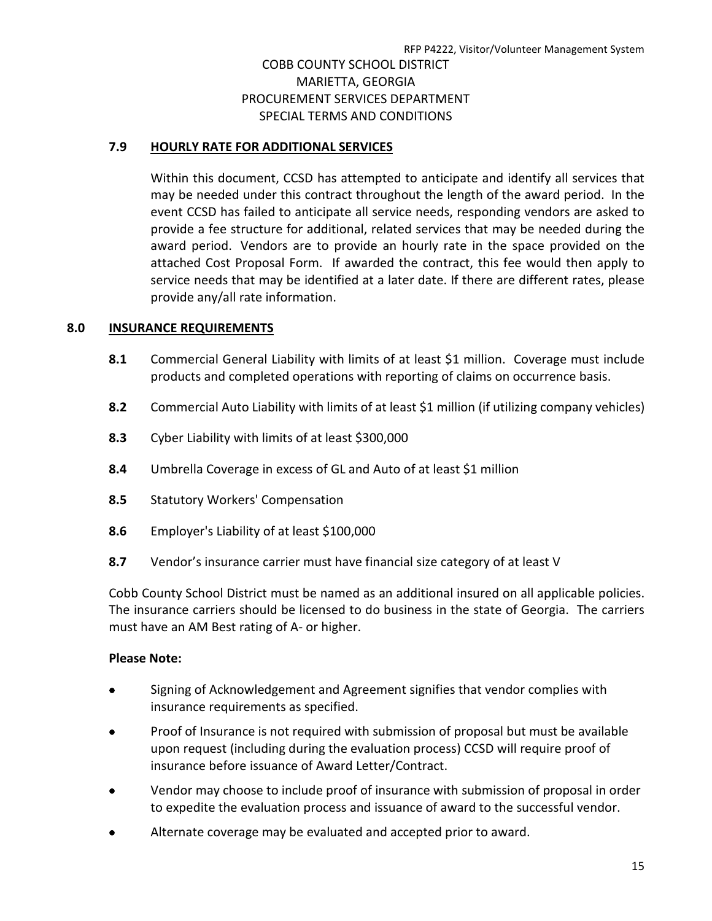### 7.9 HOURLY RATE FOR ADDITIONAL SERVICES

Within this document, CCSD has attempted to anticipate and identify all services that may be needed under this contract throughout the length of the award period. In the event CCSD has failed to anticipate all service needs, responding vendors are asked to provide a fee structure for additional, related services that may be needed during the award period. Vendors are to provide an hourly rate in the space provided on the attached Cost Proposal Form. If awarded the contract, this fee would then apply to service needs that may be identified at a later date. If there are different rates, please provide any/all rate information.

## 8.0 INSURANCE REQUIREMENTS

**8.1** Commercial General Liability with limits of at least $1 million. Coverage must include products and completed operations with reporting of claims on occurrence basis.

**8.2** Commercial Auto Liability with limits of at least $1 million (if utilizing company vehicles)

**8.3** Cyber Liability with limits of at least $300,000

**8.4** Umbrella Coverage in excess of GL and Auto of at least $1 million

**8.5** Statutory Workers' Compensation

**8.6** Employer's Liability of at least $100,000

**8.7** Vendor's insurance carrier must have financial size category of at least V

Cobb County School District must be named as an additional insured on all applicable policies. The insurance carriers should be licensed to do business in the state of Georgia. The carriers must have an AM Best rating of A- or higher.

**Please Note:**

- Signing of Acknowledgement and Agreement signifies that vendor complies with insurance requirements as specified.
- Proof of Insurance is not required with submission of proposal but must be available upon request (including during the evaluation process) CCSD will require proof of insurance before issuance of Award Letter/Contract.
- Vendor may choose to include proof of insurance with submission of proposal in order to expedite the evaluation process and issuance of award to the successful vendor.
- Alternate coverage may be evaluated and accepted prior to award.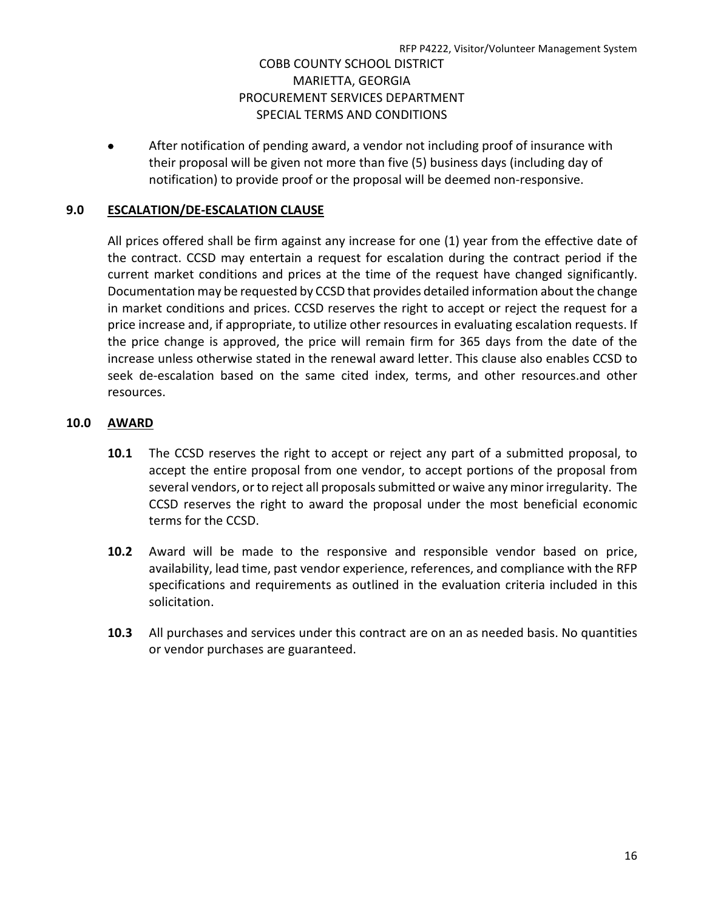- After notification of pending award, a vendor not including proof of insurance with their proposal will be given not more than five (5) business days (including day of notification) to provide proof or the proposal will be deemed non-responsive.

## 9.0 ESCALATION/DE-ESCALATION CLAUSE

All prices offered shall be firm against any increase for one (1) year from the effective date of the contract. CCSD may entertain a request for escalation during the contract period if the current market conditions and prices at the time of the request have changed significantly. Documentation may be requested by CCSD that provides detailed information about the change in market conditions and prices. CCSD reserves the right to accept or reject the request for a price increase and, if appropriate, to utilize other resources in evaluating escalation requests. If the price change is approved, the price will remain firm for 365 days from the date of the increase unless otherwise stated in the renewal award letter. This clause also enables CCSD to seek de-escalation based on the same cited index, terms, and other resources.and other resources.

## 10.0 AWARD

**10.1** The CCSD reserves the right to accept or reject any part of a submitted proposal, to accept the entire proposal from one vendor, to accept portions of the proposal from several vendors, or to reject all proposals submitted or waive any minor irregularity. The CCSD reserves the right to award the proposal under the most beneficial economic terms for the CCSD.

**10.2** Award will be made to the responsive and responsible vendor based on price, availability, lead time, past vendor experience, references, and compliance with the RFP specifications and requirements as outlined in the evaluation criteria included in this solicitation.

**10.3** All purchases and services under this contract are on an as needed basis. No quantities or vendor purchases are guaranteed.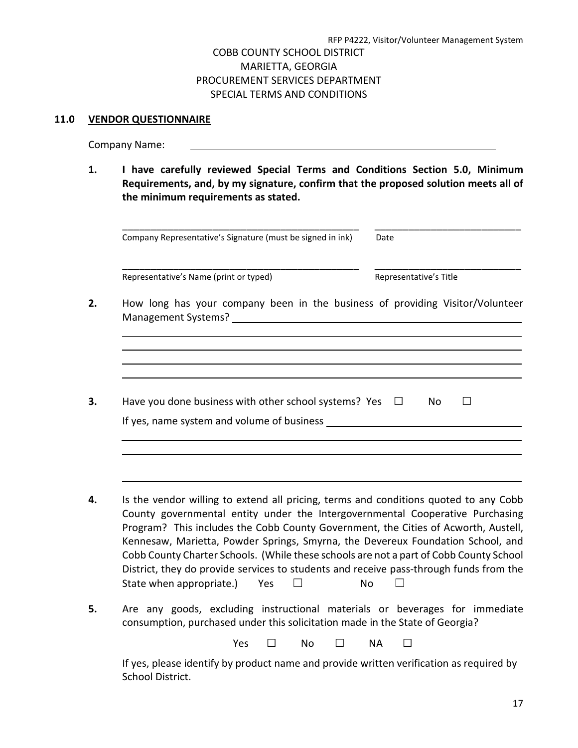COBB COUNTY SCHOOL DISTRICT
MARIETTA, GEORGIA
PROCUREMENT SERVICES DEPARTMENT
SPECIAL TERMS AND CONDITIONS

## 11.0 VENDOR QUESTIONNAIRE

Company Name: ______________________________________________

**1. I have carefully reviewed Special Terms and Conditions Section 5.0, Minimum Requirements, and, by my signature, confirm that the proposed solution meets all of the minimum requirements as stated.**

_____________________________________________ ___________________________
Company Representative's Signature (must be signed in ink) Date

_____________________________________________ ___________________________
Representative's Name (print or typed) Representative's Title

**2.** How long has your company been in the business of providing Visitor/Volunteer Management Systems? ______________________________________________

______________________________________________

______________________________________________

______________________________________________

______________________________________________

**3.** Have you done business with other school systems? Yes ☐ No ☐

If yes, name system and volume of business ______________________________________________

______________________________________________

______________________________________________

______________________________________________

______________________________________________

**4.** Is the vendor willing to extend all pricing, terms and conditions quoted to any Cobb County governmental entity under the Intergovernmental Cooperative Purchasing Program? This includes the Cobb County Government, the Cities of Acworth, Austell, Kennesaw, Marietta, Powder Springs, Smyrna, the Devereux Foundation School, and Cobb County Charter Schools. (While these schools are not a part of Cobb County School District, they do provide services to students and receive pass-through funds from the State when appropriate.) Yes ☐ No ☐

**5.** Are any goods, excluding instructional materials or beverages for immediate consumption, purchased under this solicitation made in the State of Georgia?

Yes ☐ No ☐ NA ☐

If yes, please identify by product name and provide written verification as required by School District.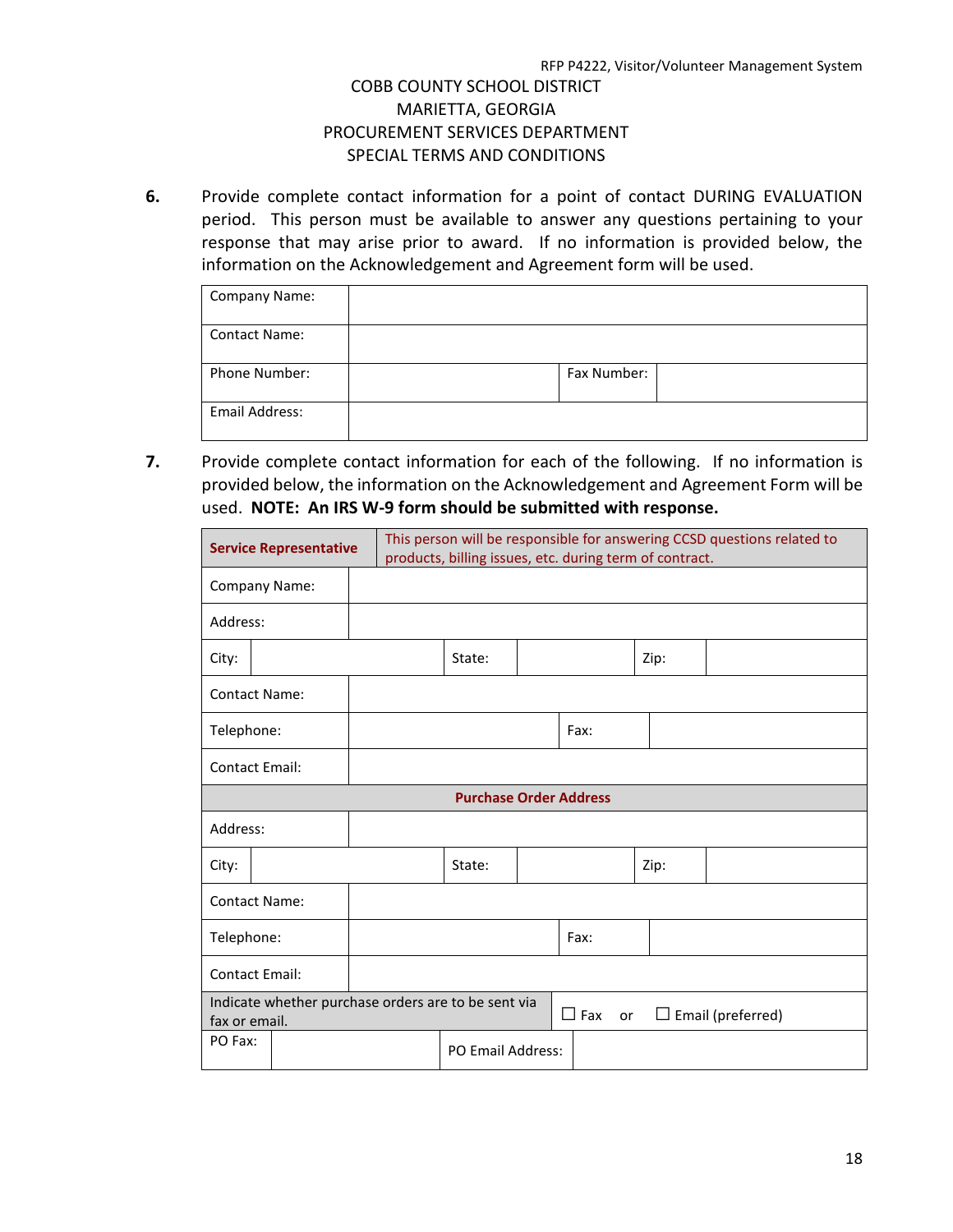COBB COUNTY SCHOOL DISTRICT
MARIETTA, GEORGIA
PROCUREMENT SERVICES DEPARTMENT
SPECIAL TERMS AND CONDITIONS

**6.** Provide complete contact information for a point of contact DURING EVALUATION period. This person must be available to answer any questions pertaining to your response that may arise prior to award. If no information is provided below, the information on the Acknowledgement and Agreement form will be used.

| Company Name: | | | |
|---|---|---|---|
| Contact Name: | | | |
| Phone Number: | | Fax Number: | |
| Email Address: | | | |

**7.** Provide complete contact information for each of the following. If no information is provided below, the information on the Acknowledgement and Agreement Form will be used. **NOTE: An IRS W-9 form should be submitted with response.**

| **Service Representative** | This person will be responsible for answering CCSD questions related to products, billing issues, etc. during term of contract. | | | | |
|---|---|---|---|---|---|
| Company Name: | | | | | |
| Address: | | | | | |
| City: | | State: | | Zip: | |
| Contact Name: | | | | | |
| Telephone: | | Fax: | | | |
| Contact Email: | | | | | |
| **Purchase Order Address** | | | | | |
| Address: | | | | | |
| City: | | State: | | Zip: | |
| Contact Name: | | | | | |
| Telephone: | | Fax: | | | |
| Contact Email: | | | | | |
| Indicate whether purchase orders are to be sent via fax or email. | | ☐ Fax or ☐ Email (preferred) | | | |
| PO Fax: | | PO Email Address: | | | |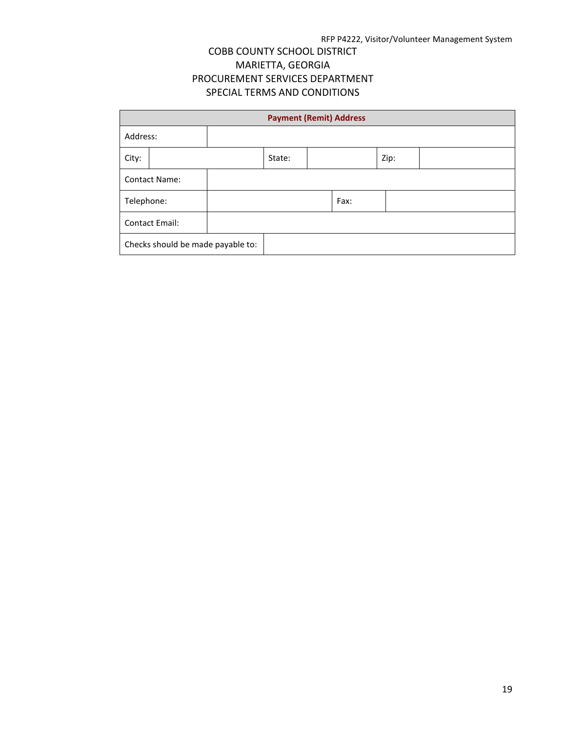COBB COUNTY SCHOOL DISTRICT
MARIETTA, GEORGIA
PROCUREMENT SERVICES DEPARTMENT
SPECIAL TERMS AND CONDITIONS

| **Payment (Remit) Address** | | | | | |
|---|---|---|---|---|---|
| Address: | | | | | |
| City: | | State: | | Zip: | |
| Contact Name: | | | | | |
| Telephone: | | Fax: | | | |
| Contact Email: | | | | | |
| Checks should be made payable to: | | | | | |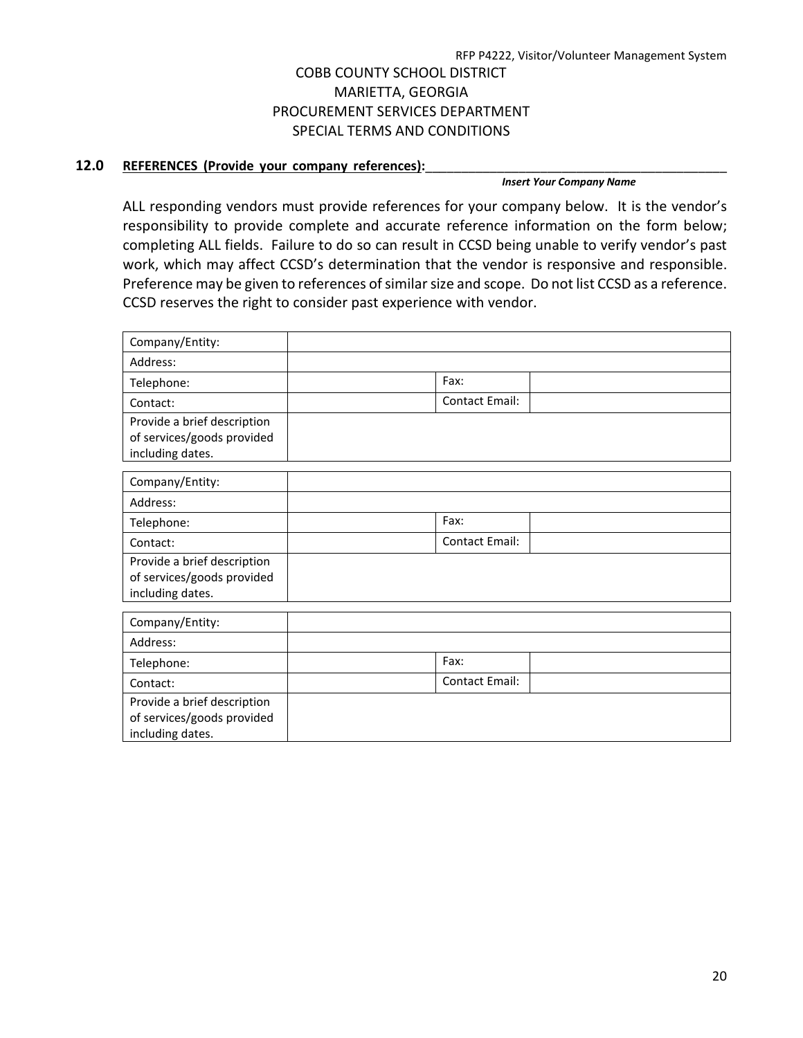RFP P4222, Visitor/Volunteer Management System

COBB COUNTY SCHOOL DISTRICT
MARIETTA, GEORGIA
PROCUREMENT SERVICES DEPARTMENT
SPECIAL TERMS AND CONDITIONS

**12.0 REFERENCES (Provide your company references):**_____________________________________________

***Insert Your Company Name***

ALL responding vendors must provide references for your company below. It is the vendor's responsibility to provide complete and accurate reference information on the form below; completing ALL fields. Failure to do so can result in CCSD being unable to verify vendor's past work, which may affect CCSD's determination that the vendor is responsive and responsible. Preference may be given to references of similar size and scope. Do not list CCSD as a reference. CCSD reserves the right to consider past experience with vendor.

| Company/Entity: | | | |
|---|---|---|---|
| Address: | | | |
| Telephone: | | Fax: | |
| Contact: | | Contact Email: | |
| Provide a brief description of services/goods provided including dates. | | | |

| Company/Entity: | | | |
|---|---|---|---|
| Address: | | | |
| Telephone: | | Fax: | |
| Contact: | | Contact Email: | |
| Provide a brief description of services/goods provided including dates. | | | |

| Company/Entity: | | | |
|---|---|---|---|
| Address: | | | |
| Telephone: | | Fax: | |
| Contact: | | Contact Email: | |
| Provide a brief description of services/goods provided including dates. | | | |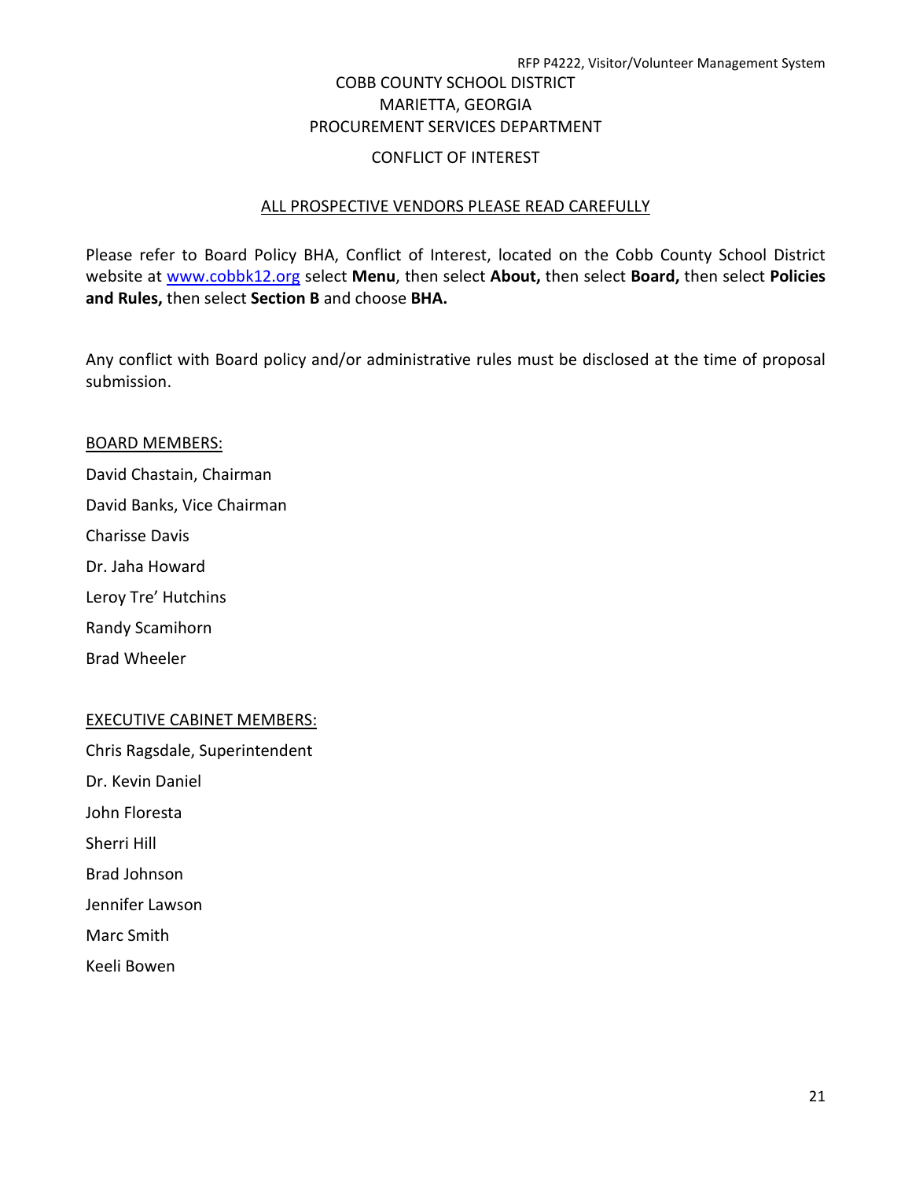COBB COUNTY SCHOOL DISTRICT
MARIETTA, GEORGIA
PROCUREMENT SERVICES DEPARTMENT

# CONFLICT OF INTEREST

## ALL PROSPECTIVE VENDORS PLEASE READ CAREFULLY

Please refer to Board Policy BHA, Conflict of Interest, located on the Cobb County School District website at www.cobbk12.org select **Menu**, then select **About,** then select **Board,** then select **Policies and Rules,** then select **Section B** and choose **BHA.**

Any conflict with Board policy and/or administrative rules must be disclosed at the time of proposal submission.

BOARD MEMBERS:

David Chastain, Chairman

David Banks, Vice Chairman

Charisse Davis

Dr. Jaha Howard

Leroy Tre' Hutchins

Randy Scamihorn

Brad Wheeler

EXECUTIVE CABINET MEMBERS:

Chris Ragsdale, Superintendent

Dr. Kevin Daniel

John Floresta

Sherri Hill

Brad Johnson

Jennifer Lawson

Marc Smith

Keeli Bowen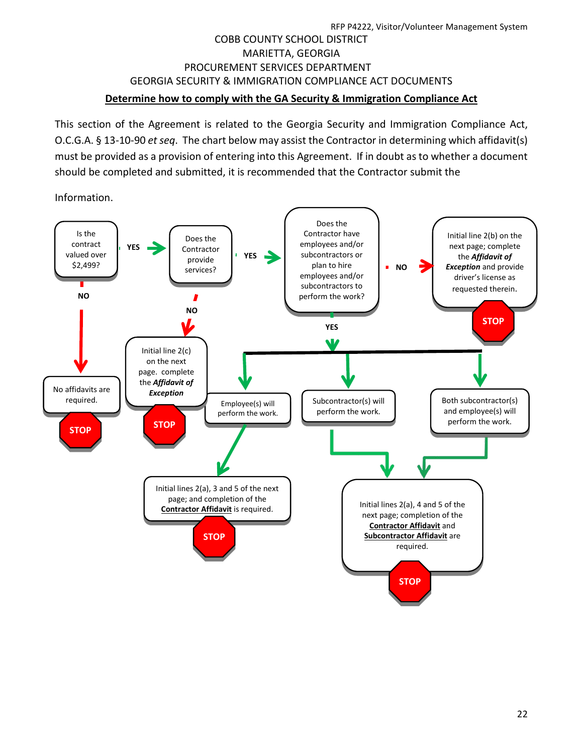COBB COUNTY SCHOOL DISTRICT
MARIETTA, GEORGIA
PROCUREMENT SERVICES DEPARTMENT
GEORGIA SECURITY & IMMIGRATION COMPLIANCE ACT DOCUMENTS

**Determine how to comply with the GA Security & Immigration Compliance Act**

This section of the Agreement is related to the Georgia Security and Immigration Compliance Act, O.C.G.A. § 13-10-90 *et seq*. The chart below may assist the Contractor in determining which affidavit(s) must be provided as a provision of entering into this Agreement. If in doubt as to whether a document should be completed and submitted, it is recommended that the Contractor submit the

Information.

Is the contract valued over $2,499?

- NO → No affidavits are required. STOP
- YES → Does the Contractor provide services?
  - NO → Initial line 2(c) on the next page. complete the ***Affidavit of Exception*** STOP
  - YES → Does the Contractor have employees and/or subcontractors or plan to hire employees and/or subcontractors to perform the work?
    - NO → Initial line 2(b) on the next page; complete the ***Affidavit of Exception*** and provide driver's license as requested therein. STOP
    - YES →
      - Employee(s) will perform the work. → Initial lines 2(a), 3 and 5 of the next page; and completion of the **Contractor Affidavit** is required. STOP
      - Subcontractor(s) will perform the work. → Initial lines 2(a), 4 and 5 of the next page; completion of the **Contractor Affidavit** and **Subcontractor Affidavit** are required. STOP
      - Both subcontractor(s) and employee(s) will perform the work. → Initial lines 2(a), 4 and 5 of the next page; completion of the **Contractor Affidavit** and **Subcontractor Affidavit** are required. STOP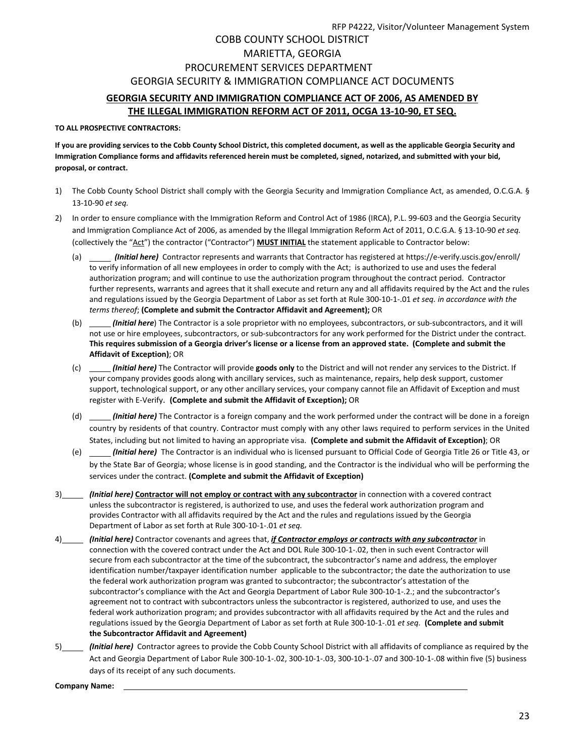COBB COUNTY SCHOOL DISTRICT

MARIETTA, GEORGIA

PROCUREMENT SERVICES DEPARTMENT

GEORGIA SECURITY & IMMIGRATION COMPLIANCE ACT DOCUMENTS

## GEORGIA SECURITY AND IMMIGRATION COMPLIANCE ACT OF 2006, AS AMENDED BY THE ILLEGAL IMMIGRATION REFORM ACT OF 2011, OCGA 13-10-90, ET SEQ.

**TO ALL PROSPECTIVE CONTRACTORS:**

**If you are providing services to the Cobb County School District, this completed document, as well as the applicable Georgia Security and Immigration Compliance forms and affidavits referenced herein must be completed, signed, notarized, and submitted with your bid, proposal, or contract.**

1) The Cobb County School District shall comply with the Georgia Security and Immigration Compliance Act, as amended, O.C.G.A. § 13-10-90 *et seq.*

2) In order to ensure compliance with the Immigration Reform and Control Act of 1986 (IRCA), P.L. 99-603 and the Georgia Security and Immigration Compliance Act of 2006, as amended by the Illegal Immigration Reform Act of 2011, O.C.G.A. § 13-10-90 *et seq.* (collectively the "Act") the contractor ("Contractor") **MUST INITIAL** the statement applicable to Contractor below:

   (a) _____ ***(Initial here)*** Contractor represents and warrants that Contractor has registered at https://e-verify.uscis.gov/enroll/ to verify information of all new employees in order to comply with the Act; is authorized to use and uses the federal authorization program; and will continue to use the authorization program throughout the contract period. Contractor further represents, warrants and agrees that it shall execute and return any and all affidavits required by the Act and the rules and regulations issued by the Georgia Department of Labor as set forth at Rule 300-10-1-.01 *et seq. in accordance with the terms thereof*; **(Complete and submit the Contractor Affidavit and Agreement);** OR

   (b) _____ ***(Initial here)*** The Contractor is a sole proprietor with no employees, subcontractors, or sub-subcontractors, and it will not use or hire employees, subcontractors, or sub-subcontractors for any work performed for the District under the contract. **This requires submission of a Georgia driver's license or a license from an approved state. (Complete and submit the Affidavit of Exception)**; OR

   (c) _____ ***(Initial here)*** The Contractor will provide **goods only** to the District and will not render any services to the District. If your company provides goods along with ancillary services, such as maintenance, repairs, help desk support, customer support, technological support, or any other ancillary services, your company cannot file an Affidavit of Exception and must register with E-Verify. **(Complete and submit the Affidavit of Exception);** OR

   (d) _____ ***(Initial here)*** The Contractor is a foreign company and the work performed under the contract will be done in a foreign country by residents of that country. Contractor must comply with any other laws required to perform services in the United States, including but not limited to having an appropriate visa. **(Complete and submit the Affidavit of Exception)**; OR

   (e) _____ ***(Initial here)*** The Contractor is an individual who is licensed pursuant to Official Code of Georgia Title 26 or Title 43, or by the State Bar of Georgia; whose license is in good standing, and the Contractor is the individual who will be performing the services under the contract. **(Complete and submit the Affidavit of Exception)**

3) _____ ***(Initial here)*** **Contractor will not employ or contract with any subcontractor** in connection with a covered contract unless the subcontractor is registered, is authorized to use, and uses the federal work authorization program and provides Contractor with all affidavits required by the Act and the rules and regulations issued by the Georgia Department of Labor as set forth at Rule 300-10-1-.01 *et seq.*

4) _____ ***(Initial here)*** Contractor covenants and agrees that, ***if Contractor employs or contracts with any subcontractor*** in connection with the covered contract under the Act and DOL Rule 300-10-1-.02, then in such event Contractor will secure from each subcontractor at the time of the subcontract, the subcontractor's name and address, the employer identification number/taxpayer identification number applicable to the subcontractor; the date the authorization to use the federal work authorization program was granted to subcontractor; the subcontractor's attestation of the subcontractor's compliance with the Act and Georgia Department of Labor Rule 300-10-1-.2.; and the subcontractor's agreement not to contract with subcontractors unless the subcontractor is registered, authorized to use, and uses the federal work authorization program; and provides subcontractor with all affidavits required by the Act and the rules and regulations issued by the Georgia Department of Labor as set forth at Rule 300-10-1-.01 *et seq.* **(Complete and submit the Subcontractor Affidavit and Agreement)**

5) _____ ***(Initial here)*** Contractor agrees to provide the Cobb County School District with all affidavits of compliance as required by the Act and Georgia Department of Labor Rule 300-10-1-.02, 300-10-1-.03, 300-10-1-.07 and 300-10-1-.08 within five (5) business days of its receipt of any such documents.

**Company Name:** ________________________________________________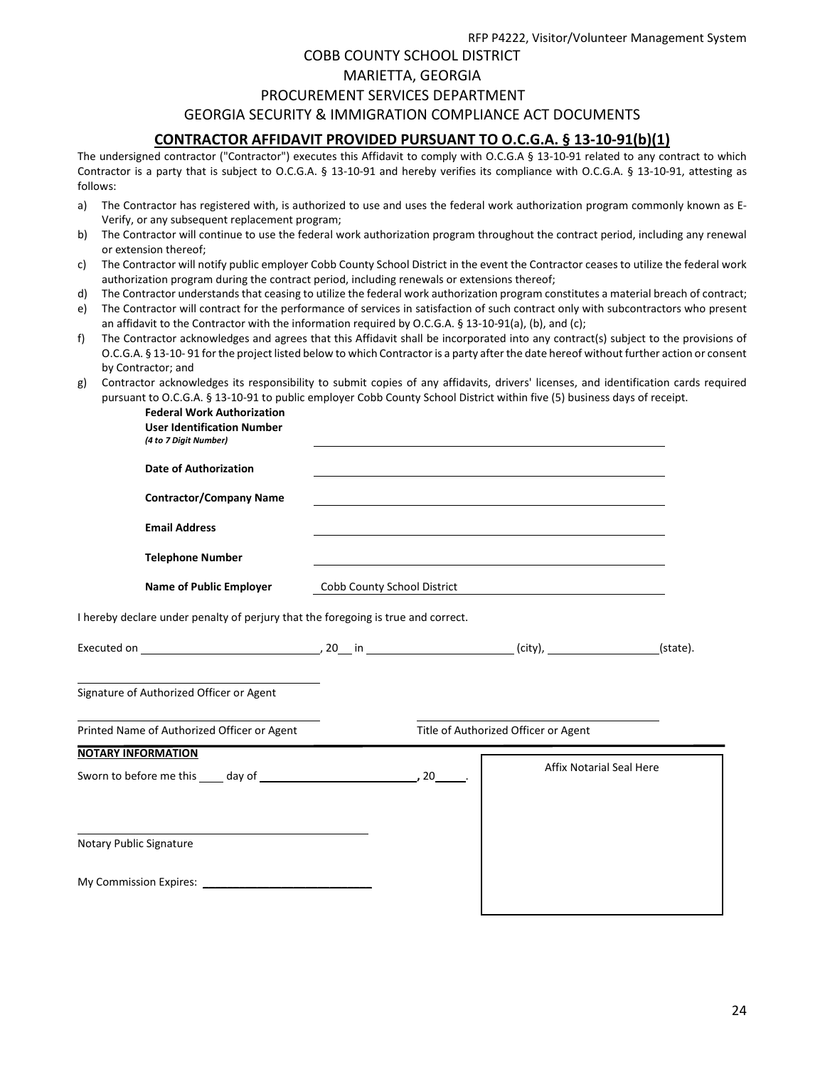COBB COUNTY SCHOOL DISTRICT

MARIETTA, GEORGIA

PROCUREMENT SERVICES DEPARTMENT

GEORGIA SECURITY & IMMIGRATION COMPLIANCE ACT DOCUMENTS

## CONTRACTOR AFFIDAVIT PROVIDED PURSUANT TO O.C.G.A. § 13-10-91(b)(1)

The undersigned contractor ("Contractor") executes this Affidavit to comply with O.C.G.A § 13-10-91 related to any contract to which Contractor is a party that is subject to O.C.G.A. § 13-10-91 and hereby verifies its compliance with O.C.G.A. § 13-10-91, attesting as follows:

a) The Contractor has registered with, is authorized to use and uses the federal work authorization program commonly known as E-Verify, or any subsequent replacement program;
b) The Contractor will continue to use the federal work authorization program throughout the contract period, including any renewal or extension thereof;
c) The Contractor will notify public employer Cobb County School District in the event the Contractor ceases to utilize the federal work authorization program during the contract period, including renewals or extensions thereof;
d) The Contractor understands that ceasing to utilize the federal work authorization program constitutes a material breach of contract;
e) The Contractor will contract for the performance of services in satisfaction of such contract only with subcontractors who present an affidavit to the Contractor with the information required by O.C.G.A. § 13-10-91(a), (b), and (c);
f) The Contractor acknowledges and agrees that this Affidavit shall be incorporated into any contract(s) subject to the provisions of O.C.G.A. § 13-10- 91 for the project listed below to which Contractor is a party after the date hereof without further action or consent by Contractor; and
g) Contractor acknowledges its responsibility to submit copies of any affidavits, drivers' licenses, and identification cards required pursuant to O.C.G.A. § 13-10-91 to public employer Cobb County School District within five (5) business days of receipt.

**Federal Work Authorization User Identification Number**
***(4 to 7 Digit Number)*** _______________________________

**Date of Authorization** _______________________________

**Contractor/Company Name** _______________________________

**Email Address** _______________________________

**Telephone Number** _______________________________

**Name of Public Employer** Cobb County School District

I hereby declare under penalty of perjury that the foregoing is true and correct.

Executed on ____________________, 20__ in ____________________ (city), ______________(state).

_______________________________
Signature of Authorized Officer or Agent

_______________________________ _______________________________
Printed Name of Authorized Officer or Agent Title of Authorized Officer or Agent

**NOTARY INFORMATION**

Sworn to before me this ____ day of ____________________, 20_____.

Affix Notarial Seal Here

_______________________________
Notary Public Signature

My Commission Expires: ____________________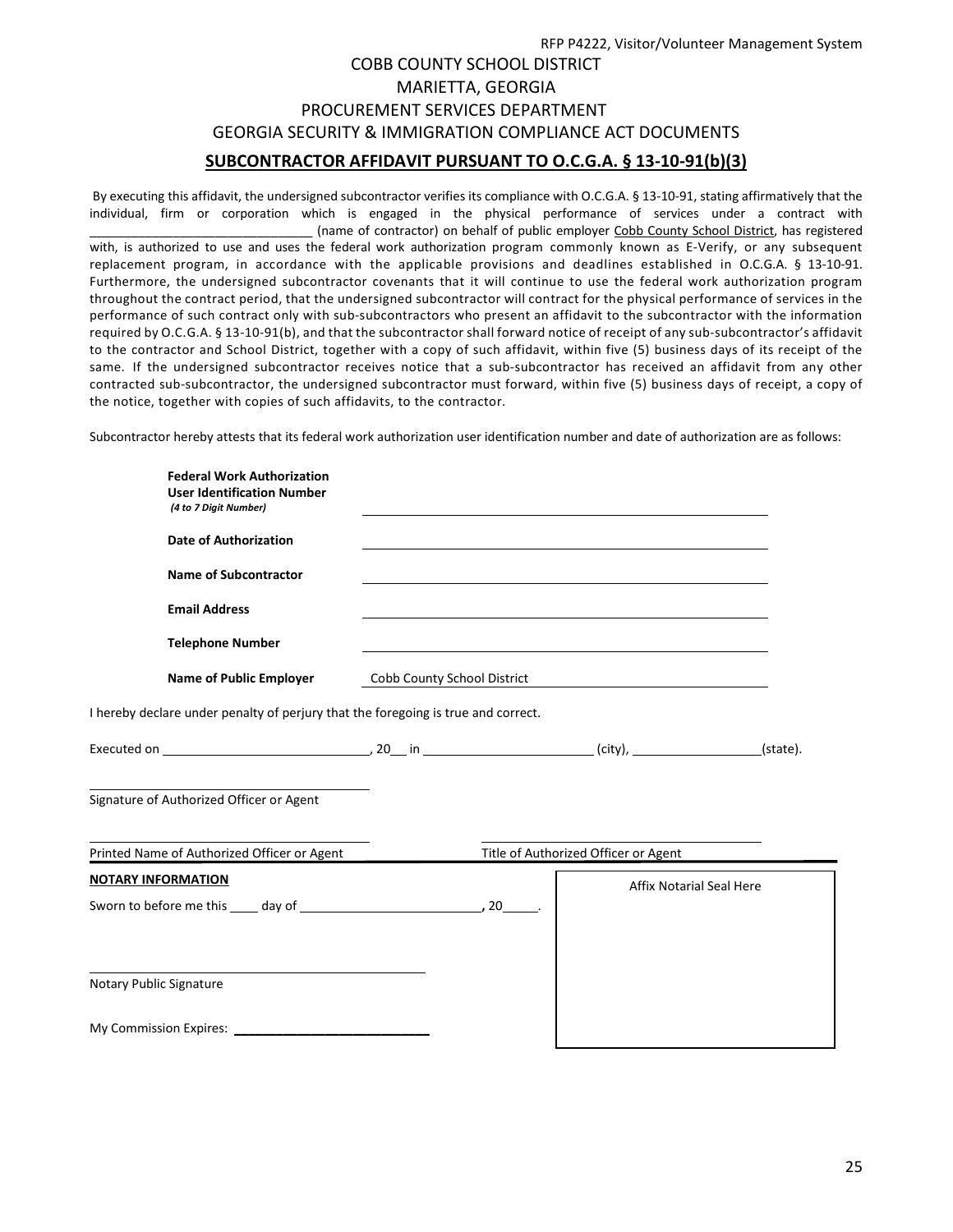RFP P4222, Visitor/Volunteer Management System

COBB COUNTY SCHOOL DISTRICT
MARIETTA, GEORGIA
PROCUREMENT SERVICES DEPARTMENT
GEORGIA SECURITY & IMMIGRATION COMPLIANCE ACT DOCUMENTS

## SUBCONTRACTOR AFFIDAVIT PURSUANT TO O.C.G.A. § 13-10-91(b)(3)

By executing this affidavit, the undersigned subcontractor verifies its compliance with O.C.G.A. § 13-10-91, stating affirmatively that the individual, firm or corporation which is engaged in the physical performance of services under a contract with \_\_\_\_\_\_\_\_\_\_\_\_\_\_\_\_\_\_\_\_\_\_\_\_\_\_\_\_\_\_\_\_ (name of contractor) on behalf of public employer Cobb County School District, has registered with, is authorized to use and uses the federal work authorization program commonly known as E-Verify, or any subsequent replacement program, in accordance with the applicable provisions and deadlines established in O.C.G.A. § 13-10-91. Furthermore, the undersigned subcontractor covenants that it will continue to use the federal work authorization program throughout the contract period, that the undersigned subcontractor will contract for the physical performance of services in the performance of such contract only with sub-subcontractors who present an affidavit to the subcontractor with the information required by O.C.G.A. § 13-10-91(b), and that the subcontractor shall forward notice of receipt of any sub-subcontractor's affidavit to the contractor and School District, together with a copy of such affidavit, within five (5) business days of its receipt of the same. If the undersigned subcontractor receives notice that a sub-subcontractor has received an affidavit from any other contracted sub-subcontractor, the undersigned subcontractor must forward, within five (5) business days of receipt, a copy of the notice, together with copies of such affidavits, to the contractor.

Subcontractor hereby attests that its federal work authorization user identification number and date of authorization are as follows:

**Federal Work Authorization User Identification Number** *(4 to 7 Digit Number)* \_\_\_\_\_\_\_\_\_\_\_\_\_\_\_\_\_\_\_\_\_\_\_\_\_\_\_\_\_\_\_\_

**Date of Authorization** \_\_\_\_\_\_\_\_\_\_\_\_\_\_\_\_\_\_\_\_\_\_\_\_\_\_\_\_\_\_\_\_

**Name of Subcontractor** \_\_\_\_\_\_\_\_\_\_\_\_\_\_\_\_\_\_\_\_\_\_\_\_\_\_\_\_\_\_\_\_

**Email Address** \_\_\_\_\_\_\_\_\_\_\_\_\_\_\_\_\_\_\_\_\_\_\_\_\_\_\_\_\_\_\_\_

**Telephone Number** \_\_\_\_\_\_\_\_\_\_\_\_\_\_\_\_\_\_\_\_\_\_\_\_\_\_\_\_\_\_\_\_

**Name of Public Employer** Cobb County School District

I hereby declare under penalty of perjury that the foregoing is true and correct.

Executed on \_\_\_\_\_\_\_\_\_\_\_\_\_\_\_\_\_\_\_\_\_\_\_\_, 20\_\_ in \_\_\_\_\_\_\_\_\_\_\_\_\_\_\_\_\_\_\_\_ (city), \_\_\_\_\_\_\_\_\_\_\_\_\_\_\_\_(state).

\_\_\_\_\_\_\_\_\_\_\_\_\_\_\_\_\_\_\_\_\_\_\_\_\_\_\_\_\_\_\_\_
Signature of Authorized Officer or Agent

\_\_\_\_\_\_\_\_\_\_\_\_\_\_\_\_\_\_\_\_\_\_\_\_\_\_\_\_\_\_\_\_ \_\_\_\_\_\_\_\_\_\_\_\_\_\_\_\_\_\_\_\_\_\_\_\_\_\_\_\_\_\_\_\_
Printed Name of Authorized Officer or Agent — Title of Authorized Officer or Agent

**NOTARY INFORMATION**

Sworn to before me this \_\_\_\_ day of \_\_\_\_\_\_\_\_\_\_\_\_\_\_\_\_\_\_\_\_, 20\_\_\_\_.

\_\_\_\_\_\_\_\_\_\_\_\_\_\_\_\_\_\_\_\_\_\_\_\_\_\_\_\_\_\_\_\_
Notary Public Signature

My Commission Expires: \_\_\_\_\_\_\_\_\_\_\_\_\_\_\_\_\_\_\_\_

Affix Notarial Seal Here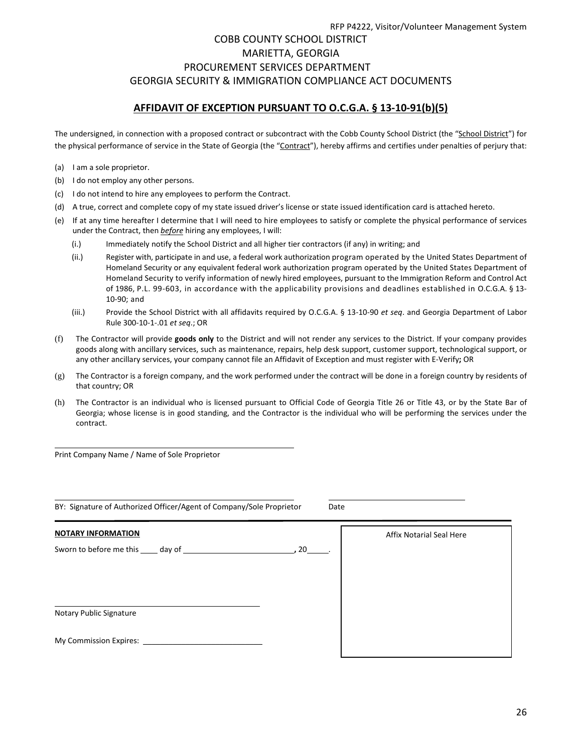COBB COUNTY SCHOOL DISTRICT
MARIETTA, GEORGIA
PROCUREMENT SERVICES DEPARTMENT
GEORGIA SECURITY & IMMIGRATION COMPLIANCE ACT DOCUMENTS

## AFFIDAVIT OF EXCEPTION PURSUANT TO O.C.G.A. § 13-10-91(b)(5)

The undersigned, in connection with a proposed contract or subcontract with the Cobb County School District (the "School District") for the physical performance of service in the State of Georgia (the "Contract"), hereby affirms and certifies under penalties of perjury that:

(a) I am a sole proprietor.

(b) I do not employ any other persons.

(c) I do not intend to hire any employees to perform the Contract.

(d) A true, correct and complete copy of my state issued driver's license or state issued identification card is attached hereto.

(e) If at any time hereafter I determine that I will need to hire employees to satisfy or complete the physical performance of services under the Contract, then *before* hiring any employees, I will:

  (i.) Immediately notify the School District and all higher tier contractors (if any) in writing; and

  (ii.) Register with, participate in and use, a federal work authorization program operated by the United States Department of Homeland Security or any equivalent federal work authorization program operated by the United States Department of Homeland Security to verify information of newly hired employees, pursuant to the Immigration Reform and Control Act of 1986, P.L. 99-603, in accordance with the applicability provisions and deadlines established in O.C.G.A. § 13-10-90; and

  (iii.) Provide the School District with all affidavits required by O.C.G.A. § 13-10-90 *et seq*. and Georgia Department of Labor Rule 300-10-1-.01 *et seq*.; OR

(f) The Contractor will provide **goods only** to the District and will not render any services to the District. If your company provides goods along with ancillary services, such as maintenance, repairs, help desk support, customer support, technological support, or any other ancillary services, your company cannot file an Affidavit of Exception and must register with E-Verify**;** OR

(g) The Contractor is a foreign company, and the work performed under the contract will be done in a foreign country by residents of that country; OR

(h) The Contractor is an individual who is licensed pursuant to Official Code of Georgia Title 26 or Title 43, or by the State Bar of Georgia; whose license is in good standing, and the Contractor is the individual who will be performing the services under the contract.

______________________________________
Print Company Name / Name of Sole Proprietor

______________________________________ ____________________
BY: Signature of Authorized Officer/Agent of Company/Sole Proprietor Date

**NOTARY INFORMATION**

Sworn to before me this ____ day of ________________________, 20_____.

______________________________________
Notary Public Signature

My Commission Expires: ______________________

Affix Notarial Seal Here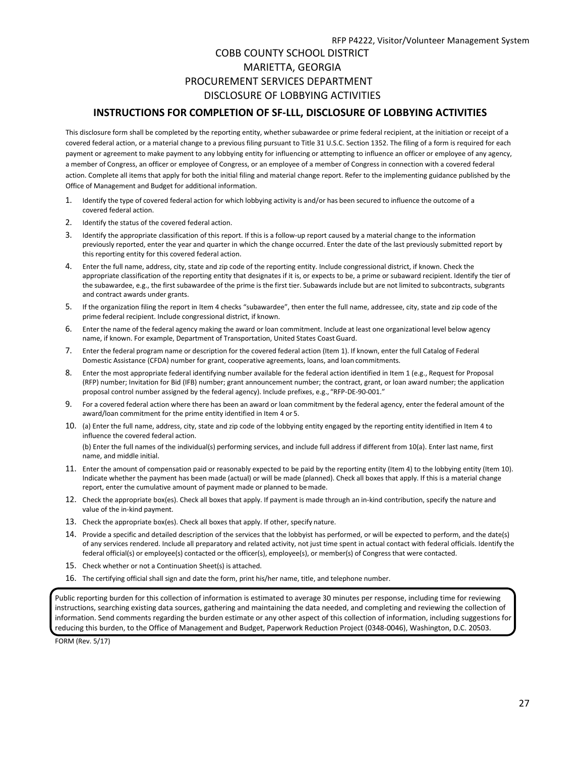COBB COUNTY SCHOOL DISTRICT
MARIETTA, GEORGIA
PROCUREMENT SERVICES DEPARTMENT
DISCLOSURE OF LOBBYING ACTIVITIES

## INSTRUCTIONS FOR COMPLETION OF SF-LLL, DISCLOSURE OF LOBBYING ACTIVITIES

This disclosure form shall be completed by the reporting entity, whether subawardee or prime federal recipient, at the initiation or receipt of a covered federal action, or a material change to a previous filing pursuant to Title 31 U.S.C. Section 1352. The filing of a form is required for each payment or agreement to make payment to any lobbying entity for influencing or attempting to influence an officer or employee of any agency, a member of Congress, an officer or employee of Congress, or an employee of a member of Congress in connection with a covered federal action. Complete all items that apply for both the initial filing and material change report. Refer to the implementing guidance published by the Office of Management and Budget for additional information.

1. Identify the type of covered federal action for which lobbying activity is and/or has been secured to influence the outcome of a covered federal action.
2. Identify the status of the covered federal action.
3. Identify the appropriate classification of this report. If this is a follow-up report caused by a material change to the information previously reported, enter the year and quarter in which the change occurred. Enter the date of the last previously submitted report by this reporting entity for this covered federal action.
4. Enter the full name, address, city, state and zip code of the reporting entity. Include congressional district, if known. Check the appropriate classification of the reporting entity that designates if it is, or expects to be, a prime or subaward recipient. Identify the tier of the subawardee, e.g., the first subawardee of the prime is the first tier. Subawards include but are not limited to subcontracts, subgrants and contract awards under grants.
5. If the organization filing the report in Item 4 checks "subawardee", then enter the full name, addressee, city, state and zip code of the prime federal recipient. Include congressional district, if known.
6. Enter the name of the federal agency making the award or loan commitment. Include at least one organizational level below agency name, if known. For example, Department of Transportation, United States Coast Guard.
7. Enter the federal program name or description for the covered federal action (Item 1). If known, enter the full Catalog of Federal Domestic Assistance (CFDA) number for grant, cooperative agreements, loans, and loan commitments.
8. Enter the most appropriate federal identifying number available for the federal action identified in Item 1 (e.g., Request for Proposal (RFP) number; Invitation for Bid (IFB) number; grant announcement number; the contract, grant, or loan award number; the application proposal control number assigned by the federal agency). Include prefixes, e.g., "RFP-DE-90-001."
9. For a covered federal action where there has been an award or loan commitment by the federal agency, enter the federal amount of the award/loan commitment for the prime entity identified in Item 4 or 5.
10. (a) Enter the full name, address, city, state and zip code of the lobbying entity engaged by the reporting entity identified in Item 4 to influence the covered federal action.

    (b) Enter the full names of the individual(s) performing services, and include full address if different from 10(a). Enter last name, first name, and middle initial.
11. Enter the amount of compensation paid or reasonably expected to be paid by the reporting entity (Item 4) to the lobbying entity (Item 10). Indicate whether the payment has been made (actual) or will be made (planned). Check all boxes that apply. If this is a material change report, enter the cumulative amount of payment made or planned to be made.
12. Check the appropriate box(es). Check all boxes that apply. If payment is made through an in-kind contribution, specify the nature and value of the in-kind payment.
13. Check the appropriate box(es). Check all boxes that apply. If other, specify nature.
14. Provide a specific and detailed description of the services that the lobbyist has performed, or will be expected to perform, and the date(s) of any services rendered. Include all preparatory and related activity, not just time spent in actual contact with federal officials. Identify the federal official(s) or employee(s) contacted or the officer(s), employee(s), or member(s) of Congress that were contacted.
15. Check whether or not a Continuation Sheet(s) is attached.
16. The certifying official shall sign and date the form, print his/her name, title, and telephone number.

Public reporting burden for this collection of information is estimated to average 30 minutes per response, including time for reviewing instructions, searching existing data sources, gathering and maintaining the data needed, and completing and reviewing the collection of information. Send comments regarding the burden estimate or any other aspect of this collection of information, including suggestions for reducing this burden, to the Office of Management and Budget, Paperwork Reduction Project (0348-0046), Washington, D.C. 20503.

FORM (Rev. 5/17)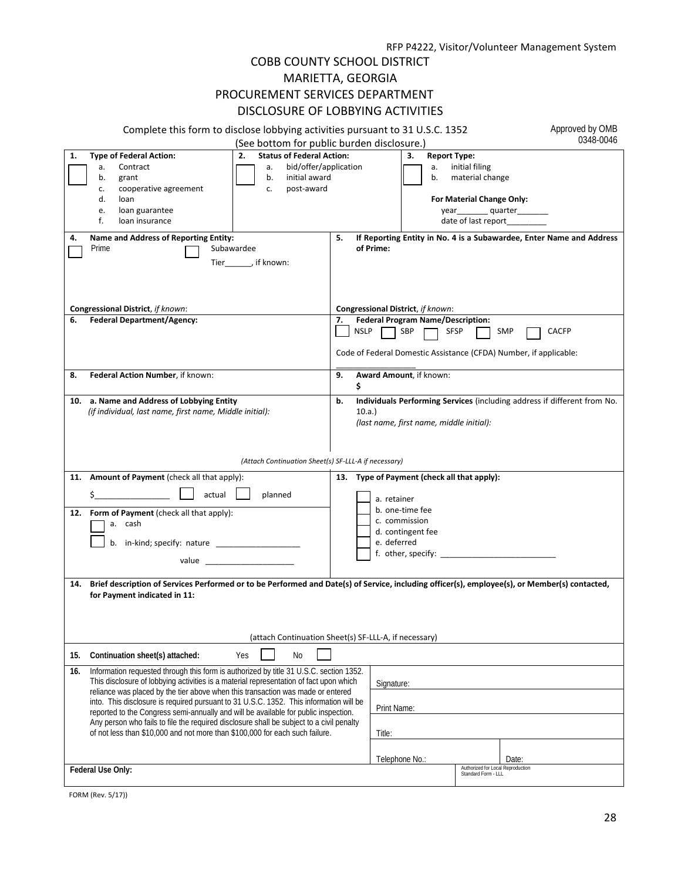RFP P4222, Visitor/Volunteer Management System

# COBB COUNTY SCHOOL DISTRICT
## MARIETTA, GEORGIA
## PROCUREMENT SERVICES DEPARTMENT
## DISCLOSURE OF LOBBYING ACTIVITIES

Complete this form to disclose lobbying activities pursuant to 31 U.S.C. 1352
(See bottom for public burden disclosure.)

Approved by OMB 0348-0046

**1. Type of Federal Action:**
☐
a. Contract
b. grant
c. cooperative agreement
d. loan
e. loan guarantee
f. loan insurance

**2. Status of Federal Action:**
☐
a. bid/offer/application
b. initial award
c. post-award

**3. Report Type:**
☐
a. initial filing
b. material change

**For Material Change Only:**
year_______ quarter_______
date of last report_________

**4. Name and Address of Reporting Entity:**
☐ Prime ☐ Subawardee
Tier______, if known:

**Congressional District**, *if known*:

**5. If Reporting Entity in No. 4 is a Subawardee, Enter Name and Address of Prime:**

**Congressional District**, *if known*:

**6. Federal Department/Agency:**

**7. Federal Program Name/Description:**
☐ NSLP ☐ SBP ☐ SFSP ☐ SMP ☐ CACFP

Code of Federal Domestic Assistance (CFDA) Number, if applicable: ___________________

**8. Federal Action Number**, if known:

**9. Award Amount**, if known:
**$**

**10. a. Name and Address of Lobbying Entity**
*(if individual, last name, first name, Middle initial):*

**b. Individuals Performing Services** (including address if different from No. 10.a.)
*(last name, first name, middle initial):*

*(Attach Continuation Sheet(s) SF-LLL-A if necessary)*

**11. Amount of Payment** (check all that apply):
$_________________ ☐ actual ☐ planned

**12. Form of Payment** (check all that apply):
☐ a. cash
☐ b. in-kind; specify: nature ___________________
value ____________________

**13. Type of Payment (check all that apply):**
☐ a. retainer
☐ b. one-time fee
☐ c. commission
☐ d. contingent fee
☐ e. deferred
☐ f. other, specify: __________________________

**14. Brief description of Services Performed or to be Performed and Date(s) of Service, including officer(s), employee(s), or Member(s) contacted, for Payment indicated in 11:**

(attach Continuation Sheet(s) SF-LLL-A, if necessary)

**15. Continuation sheet(s) attached:** Yes ☐ No ☐

**16.** Information requested through this form is authorized by title 31 U.S.C. section 1352. This disclosure of lobbying activities is a material representation of fact upon which reliance was placed by the tier above when this transaction was made or entered into. This disclosure is required pursuant to 31 U.S.C. 1352. This information will be reported to the Congress semi-annually and will be available for public inspection. Any person who fails to file the required disclosure shall be subject to a civil penalty of not less than $10,000 and not more than $100,000 for each such failure.

Signature:

Print Name:

Title:

Telephone No.: Date:

**Federal Use Only:**

Authorized for Local Reproduction
Standard Form - LLL

FORM (Rev. 5/17))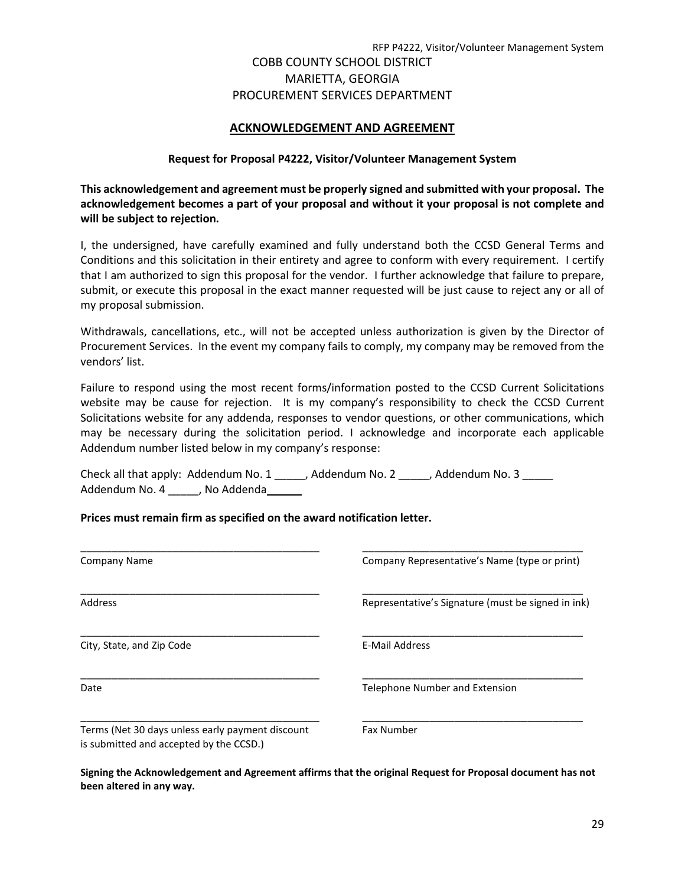COBB COUNTY SCHOOL DISTRICT
MARIETTA, GEORGIA
PROCUREMENT SERVICES DEPARTMENT

## ACKNOWLEDGEMENT AND AGREEMENT

**Request for Proposal P4222, Visitor/Volunteer Management System**

**This acknowledgement and agreement must be properly signed and submitted with your proposal. The acknowledgement becomes a part of your proposal and without it your proposal is not complete and will be subject to rejection.**

I, the undersigned, have carefully examined and fully understand both the CCSD General Terms and Conditions and this solicitation in their entirety and agree to conform with every requirement. I certify that I am authorized to sign this proposal for the vendor. I further acknowledge that failure to prepare, submit, or execute this proposal in the exact manner requested will be just cause to reject any or all of my proposal submission.

Withdrawals, cancellations, etc., will not be accepted unless authorization is given by the Director of Procurement Services. In the event my company fails to comply, my company may be removed from the vendors' list.

Failure to respond using the most recent forms/information posted to the CCSD Current Solicitations website may be cause for rejection. It is my company's responsibility to check the CCSD Current Solicitations website for any addenda, responses to vendor questions, or other communications, which may be necessary during the solicitation period. I acknowledge and incorporate each applicable Addendum number listed below in my company's response:

Check all that apply: Addendum No. 1 _____, Addendum No. 2 _____, Addendum No. 3 _____
Addendum No. 4 _____, No Addenda______

**Prices must remain firm as specified on the award notification letter.**

| | |
|---|---|
| _______________________________ | _______________________________ |
| Company Name | Company Representative's Name (type or print) |
| _______________________________ | _______________________________ |
| Address | Representative's Signature (must be signed in ink) |
| _______________________________ | _______________________________ |
| City, State, and Zip Code | E-Mail Address |
| _______________________________ | _______________________________ |
| Date | Telephone Number and Extension |
| _______________________________ | _______________________________ |
| Terms (Net 30 days unless early payment discount is submitted and accepted by the CCSD.) | Fax Number |

**Signing the Acknowledgement and Agreement affirms that the original Request for Proposal document has not been altered in any way.**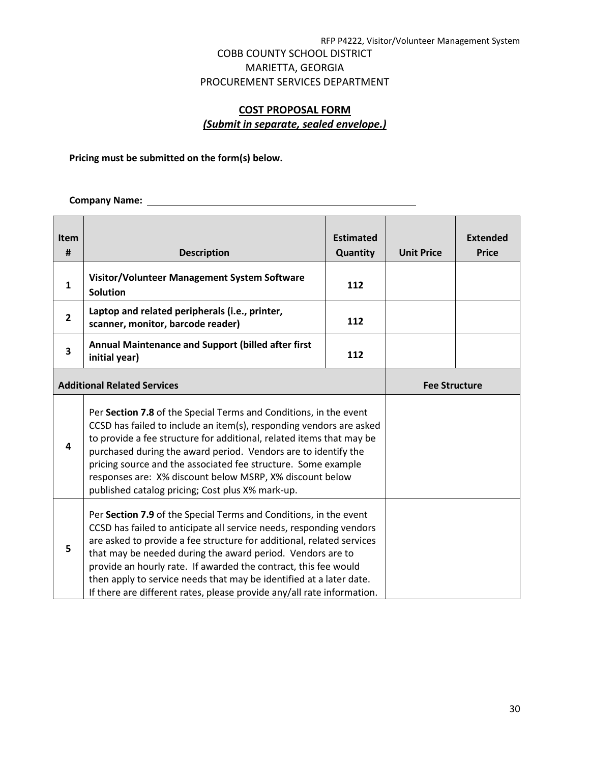COBB COUNTY SCHOOL DISTRICT
MARIETTA, GEORGIA
PROCUREMENT SERVICES DEPARTMENT

## COST PROPOSAL FORM

***(Submit in separate, sealed envelope.)***

**Pricing must be submitted on the form(s) below.**

**Company Name:** ______________________________________________

| Item # | Description | Estimated Quantity | Unit Price | Extended Price |
|---|---|---|---|---|
| 1 | **Visitor/Volunteer Management System Software Solution** | 112 | | |
| 2 | **Laptop and related peripherals (i.e., printer, scanner, monitor, barcode reader)** | 112 | | |
| 3 | **Annual Maintenance and Support (billed after first initial year)** | 112 | | |
| **Additional Related Services** | | | **Fee Structure** | |
| 4 | Per **Section 7.8** of the Special Terms and Conditions, in the event CCSD has failed to include an item(s), responding vendors are asked to provide a fee structure for additional, related items that may be purchased during the award period. Vendors are to identify the pricing source and the associated fee structure. Some example responses are: X% discount below MSRP, X% discount below published catalog pricing; Cost plus X% mark-up. | | | |
| 5 | Per **Section 7.9** of the Special Terms and Conditions, in the event CCSD has failed to anticipate all service needs, responding vendors are asked to provide a fee structure for additional, related services that may be needed during the award period. Vendors are to provide an hourly rate. If awarded the contract, this fee would then apply to service needs that may be identified at a later date. If there are different rates, please provide any/all rate information. | | | |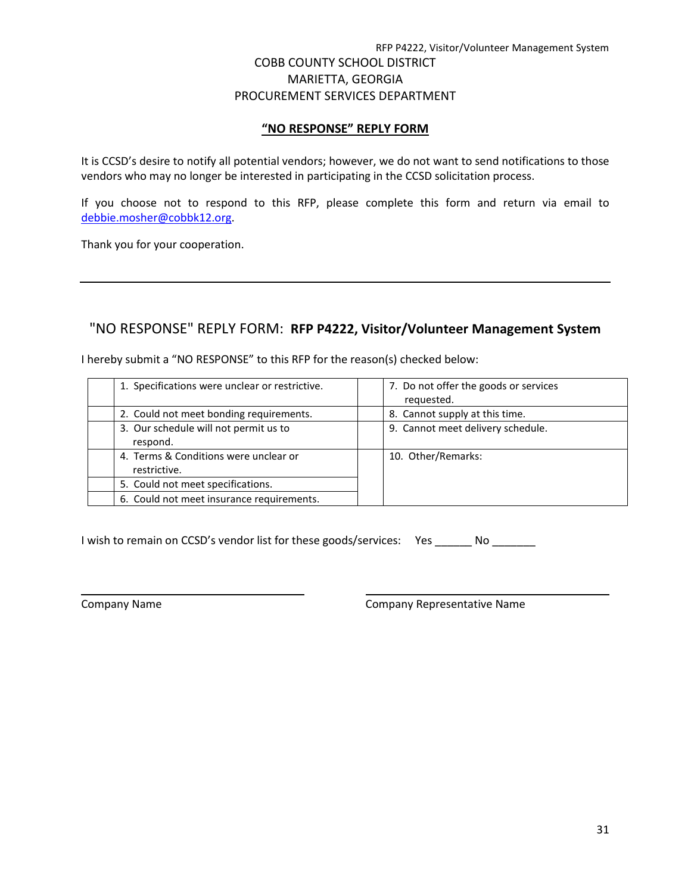COBB COUNTY SCHOOL DISTRICT
MARIETTA, GEORGIA
PROCUREMENT SERVICES DEPARTMENT

## **"NO RESPONSE" REPLY FORM**

It is CCSD's desire to notify all potential vendors; however, we do not want to send notifications to those vendors who may no longer be interested in participating in the CCSD solicitation process.

If you choose not to respond to this RFP, please complete this form and return via email to debbie.mosher@cobbk12.org.

Thank you for your cooperation.

---

## "NO RESPONSE" REPLY FORM: **RFP P4222, Visitor/Volunteer Management System**

I hereby submit a "NO RESPONSE" to this RFP for the reason(s) checked below:

| | | | |
|---|---|---|---|
| | 1. Specifications were unclear or restrictive. | | 7. Do not offer the goods or services requested. |
| | 2. Could not meet bonding requirements. | | 8. Cannot supply at this time. |
| | 3. Our schedule will not permit us to respond. | | 9. Cannot meet delivery schedule. |
| | 4. Terms & Conditions were unclear or restrictive. | | 10. Other/Remarks: |
| | 5. Could not meet specifications. | | |
| | 6. Could not meet insurance requirements. | | |

I wish to remain on CCSD's vendor list for these goods/services: Yes ______ No _______

_______________________________ _______________________________

Company Name Company Representative Name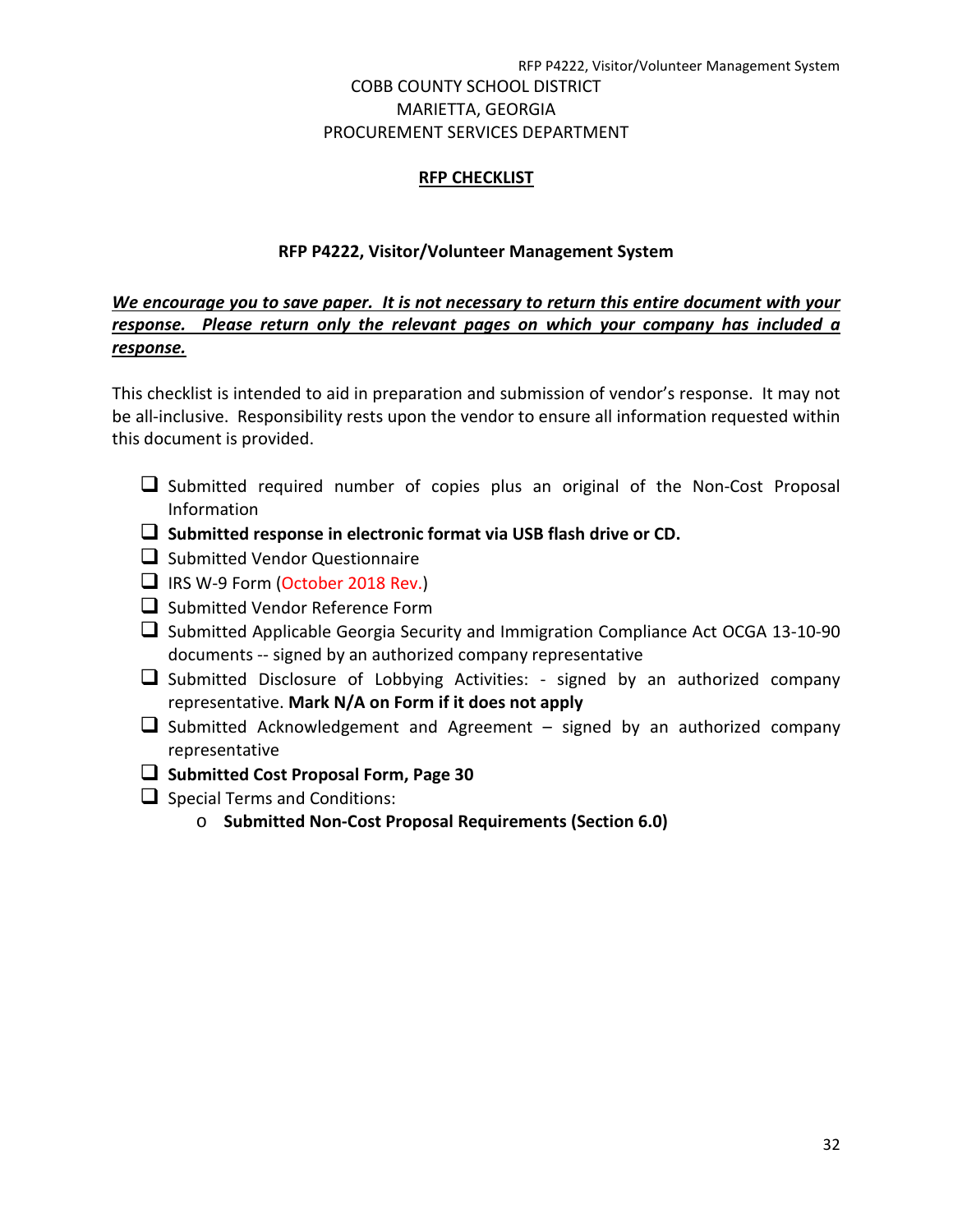COBB COUNTY SCHOOL DISTRICT
MARIETTA, GEORGIA
PROCUREMENT SERVICES DEPARTMENT

## RFP CHECKLIST

### RFP P4222, Visitor/Volunteer Management System

***We encourage you to save paper. It is not necessary to return this entire document with your response. Please return only the relevant pages on which your company has included a response.***

This checklist is intended to aid in preparation and submission of vendor's response. It may not be all-inclusive. Responsibility rests upon the vendor to ensure all information requested within this document is provided.

- ❑ Submitted required number of copies plus an original of the Non-Cost Proposal Information
- ❑ **Submitted response in electronic format via USB flash drive or CD.**
- ❑ Submitted Vendor Questionnaire
- ❑ IRS W-9 Form (October 2018 Rev.)
- ❑ Submitted Vendor Reference Form
- ❑ Submitted Applicable Georgia Security and Immigration Compliance Act OCGA 13-10-90 documents -- signed by an authorized company representative
- ❑ Submitted Disclosure of Lobbying Activities: - signed by an authorized company representative. **Mark N/A on Form if it does not apply**
- ❑ Submitted Acknowledgement and Agreement – signed by an authorized company representative
- ❑ **Submitted Cost Proposal Form, Page 30**
- ❑ Special Terms and Conditions:
  - **Submitted Non-Cost Proposal Requirements (Section 6.0)**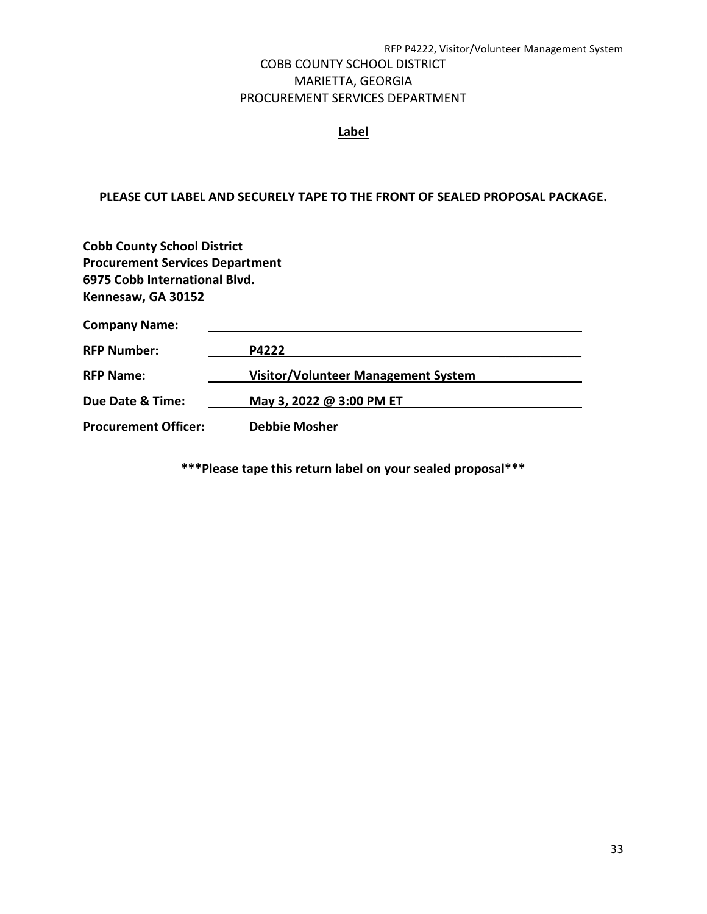COBB COUNTY SCHOOL DISTRICT
MARIETTA, GEORGIA
PROCUREMENT SERVICES DEPARTMENT

**Label**

**PLEASE CUT LABEL AND SECURELY TAPE TO THE FRONT OF SEALED PROPOSAL PACKAGE.**

**Cobb County School District**
**Procurement Services Department**
**6975 Cobb International Blvd.**
**Kennesaw, GA 30152**

**Company Name:** ______________________________

**RFP Number:** **P4222**

**RFP Name:** **Visitor/Volunteer Management System**

**Due Date & Time:** **May 3, 2022 @ 3:00 PM ET**

**Procurement Officer:** **Debbie Mosher**

**\*\*\*Please tape this return label on your sealed proposal\*\*\***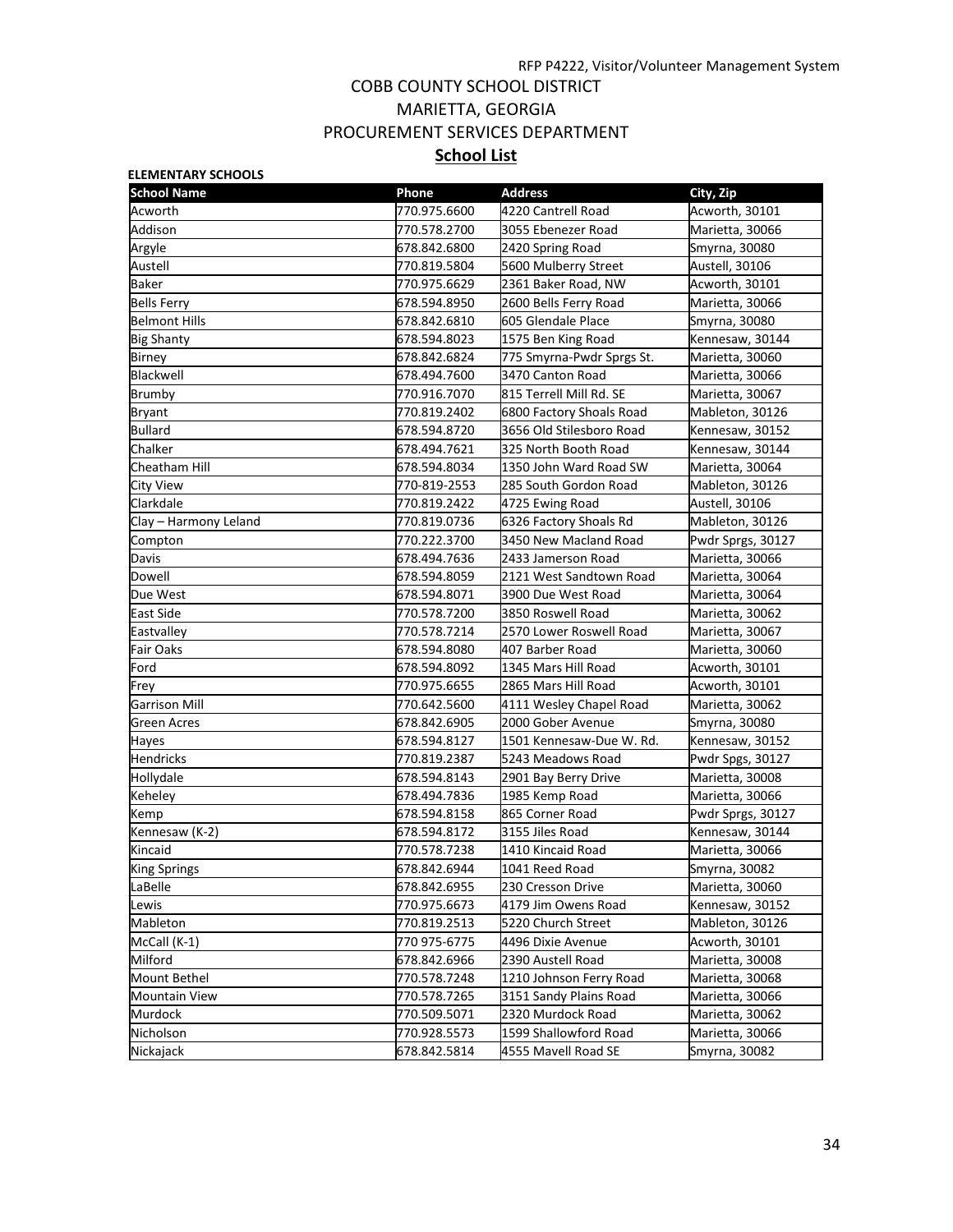COBB COUNTY SCHOOL DISTRICT
MARIETTA, GEORGIA
PROCUREMENT SERVICES DEPARTMENT

## School List

**ELEMENTARY SCHOOLS**

| School Name | Phone | Address | City, Zip |
|---|---|---|---|
| Acworth | 770.975.6600 | 4220 Cantrell Road | Acworth, 30101 |
| Addison | 770.578.2700 | 3055 Ebenezer Road | Marietta, 30066 |
| Argyle | 678.842.6800 | 2420 Spring Road | Smyrna, 30080 |
| Austell | 770.819.5804 | 5600 Mulberry Street | Austell, 30106 |
| Baker | 770.975.6629 | 2361 Baker Road, NW | Acworth, 30101 |
| Bells Ferry | 678.594.8950 | 2600 Bells Ferry Road | Marietta, 30066 |
| Belmont Hills | 678.842.6810 | 605 Glendale Place | Smyrna, 30080 |
| Big Shanty | 678.594.8023 | 1575 Ben King Road | Kennesaw, 30144 |
| Birney | 678.842.6824 | 775 Smyrna-Pwdr Sprgs St. | Marietta, 30060 |
| Blackwell | 678.494.7600 | 3470 Canton Road | Marietta, 30066 |
| Brumby | 770.916.7070 | 815 Terrell Mill Rd. SE | Marietta, 30067 |
| Bryant | 770.819.2402 | 6800 Factory Shoals Road | Mableton, 30126 |
| Bullard | 678.594.8720 | 3656 Old Stilesboro Road | Kennesaw, 30152 |
| Chalker | 678.494.7621 | 325 North Booth Road | Kennesaw, 30144 |
| Cheatham Hill | 678.594.8034 | 1350 John Ward Road SW | Marietta, 30064 |
| City View | 770-819-2553 | 285 South Gordon Road | Mableton, 30126 |
| Clarkdale | 770.819.2422 | 4725 Ewing Road | Austell, 30106 |
| Clay – Harmony Leland | 770.819.0736 | 6326 Factory Shoals Rd | Mableton, 30126 |
| Compton | 770.222.3700 | 3450 New Macland Road | Pwdr Sprgs, 30127 |
| Davis | 678.494.7636 | 2433 Jamerson Road | Marietta, 30066 |
| Dowell | 678.594.8059 | 2121 West Sandtown Road | Marietta, 30064 |
| Due West | 678.594.8071 | 3900 Due West Road | Marietta, 30064 |
| East Side | 770.578.7200 | 3850 Roswell Road | Marietta, 30062 |
| Eastvalley | 770.578.7214 | 2570 Lower Roswell Road | Marietta, 30067 |
| Fair Oaks | 678.594.8080 | 407 Barber Road | Marietta, 30060 |
| Ford | 678.594.8092 | 1345 Mars Hill Road | Acworth, 30101 |
| Frey | 770.975.6655 | 2865 Mars Hill Road | Acworth, 30101 |
| Garrison Mill | 770.642.5600 | 4111 Wesley Chapel Road | Marietta, 30062 |
| Green Acres | 678.842.6905 | 2000 Gober Avenue | Smyrna, 30080 |
| Hayes | 678.594.8127 | 1501 Kennesaw-Due W. Rd. | Kennesaw, 30152 |
| Hendricks | 770.819.2387 | 5243 Meadows Road | Pwdr Spgs, 30127 |
| Hollydale | 678.594.8143 | 2901 Bay Berry Drive | Marietta, 30008 |
| Keheley | 678.494.7836 | 1985 Kemp Road | Marietta, 30066 |
| Kemp | 678.594.8158 | 865 Corner Road | Pwdr Sprgs, 30127 |
| Kennesaw (K-2) | 678.594.8172 | 3155 Jiles Road | Kennesaw, 30144 |
| Kincaid | 770.578.7238 | 1410 Kincaid Road | Marietta, 30066 |
| King Springs | 678.842.6944 | 1041 Reed Road | Smyrna, 30082 |
| LaBelle | 678.842.6955 | 230 Cresson Drive | Marietta, 30060 |
| Lewis | 770.975.6673 | 4179 Jim Owens Road | Kennesaw, 30152 |
| Mableton | 770.819.2513 | 5220 Church Street | Mableton, 30126 |
| McCall (K-1) | 770 975-6775 | 4496 Dixie Avenue | Acworth, 30101 |
| Milford | 678.842.6966 | 2390 Austell Road | Marietta, 30008 |
| Mount Bethel | 770.578.7248 | 1210 Johnson Ferry Road | Marietta, 30068 |
| Mountain View | 770.578.7265 | 3151 Sandy Plains Road | Marietta, 30066 |
| Murdock | 770.509.5071 | 2320 Murdock Road | Marietta, 30062 |
| Nicholson | 770.928.5573 | 1599 Shallowford Road | Marietta, 30066 |
| Nickajack | 678.842.5814 | 4555 Mavell Road SE | Smyrna, 30082 |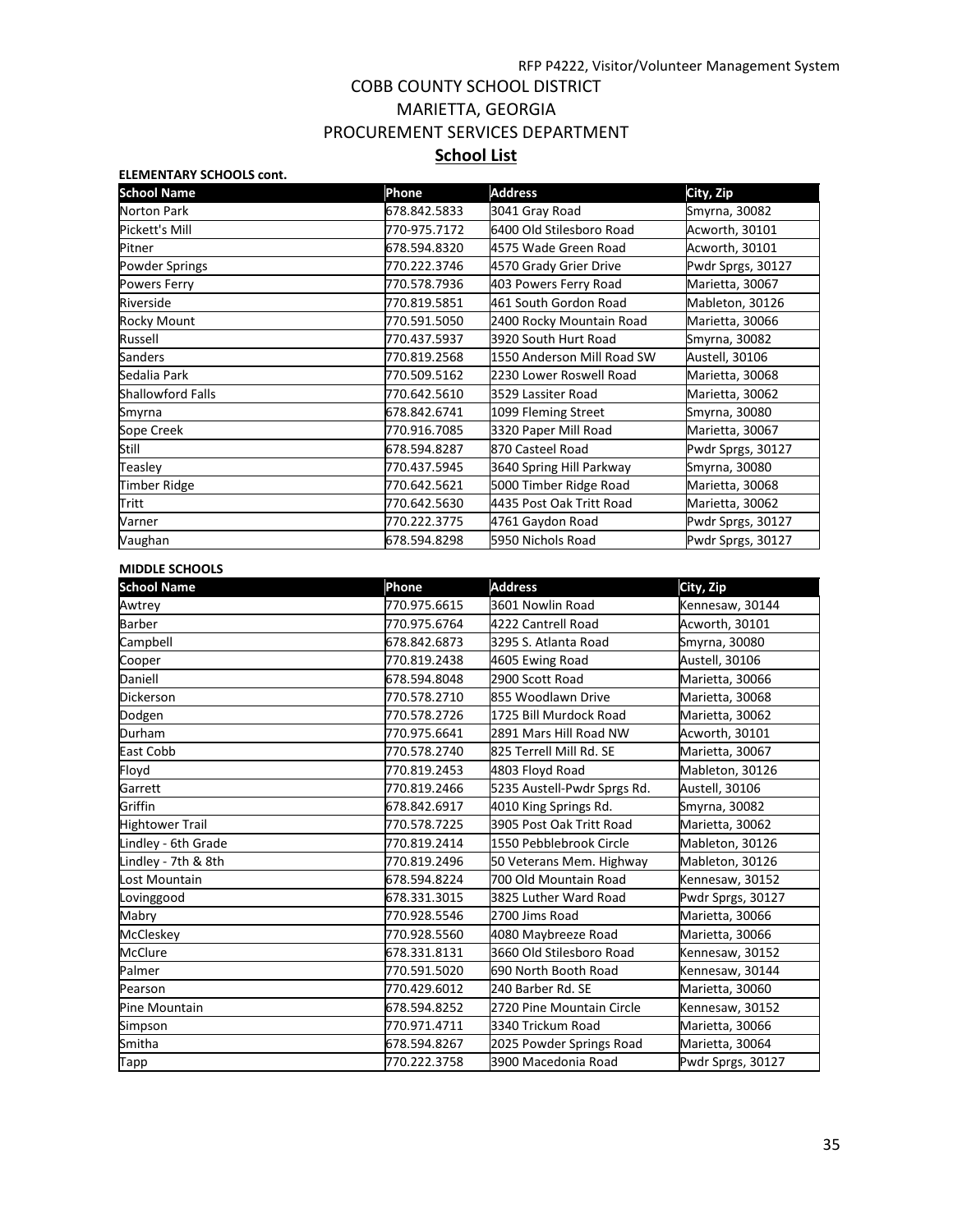RFP P4222, Visitor/Volunteer Management System

# COBB COUNTY SCHOOL DISTRICT
# MARIETTA, GEORGIA
# PROCUREMENT SERVICES DEPARTMENT

## School List

**ELEMENTARY SCHOOLS cont.**

| School Name | Phone | Address | City, Zip |
|---|---|---|---|
| Norton Park | 678.842.5833 | 3041 Gray Road | Smyrna, 30082 |
| Pickett's Mill | 770-975.7172 | 6400 Old Stilesboro Road | Acworth, 30101 |
| Pitner | 678.594.8320 | 4575 Wade Green Road | Acworth, 30101 |
| Powder Springs | 770.222.3746 | 4570 Grady Grier Drive | Pwdr Sprgs, 30127 |
| Powers Ferry | 770.578.7936 | 403 Powers Ferry Road | Marietta, 30067 |
| Riverside | 770.819.5851 | 461 South Gordon Road | Mableton, 30126 |
| Rocky Mount | 770.591.5050 | 2400 Rocky Mountain Road | Marietta, 30066 |
| Russell | 770.437.5937 | 3920 South Hurt Road | Smyrna, 30082 |
| Sanders | 770.819.2568 | 1550 Anderson Mill Road SW | Austell, 30106 |
| Sedalia Park | 770.509.5162 | 2230 Lower Roswell Road | Marietta, 30068 |
| Shallowford Falls | 770.642.5610 | 3529 Lassiter Road | Marietta, 30062 |
| Smyrna | 678.842.6741 | 1099 Fleming Street | Smyrna, 30080 |
| Sope Creek | 770.916.7085 | 3320 Paper Mill Road | Marietta, 30067 |
| Still | 678.594.8287 | 870 Casteel Road | Pwdr Sprgs, 30127 |
| Teasley | 770.437.5945 | 3640 Spring Hill Parkway | Smyrna, 30080 |
| Timber Ridge | 770.642.5621 | 5000 Timber Ridge Road | Marietta, 30068 |
| Tritt | 770.642.5630 | 4435 Post Oak Tritt Road | Marietta, 30062 |
| Varner | 770.222.3775 | 4761 Gaydon Road | Pwdr Sprgs, 30127 |
| Vaughan | 678.594.8298 | 5950 Nichols Road | Pwdr Sprgs, 30127 |

**MIDDLE SCHOOLS**

| School Name | Phone | Address | City, Zip |
|---|---|---|---|
| Awtrey | 770.975.6615 | 3601 Nowlin Road | Kennesaw, 30144 |
| Barber | 770.975.6764 | 4222 Cantrell Road | Acworth, 30101 |
| Campbell | 678.842.6873 | 3295 S. Atlanta Road | Smyrna, 30080 |
| Cooper | 770.819.2438 | 4605 Ewing Road | Austell, 30106 |
| Daniell | 678.594.8048 | 2900 Scott Road | Marietta, 30066 |
| Dickerson | 770.578.2710 | 855 Woodlawn Drive | Marietta, 30068 |
| Dodgen | 770.578.2726 | 1725 Bill Murdock Road | Marietta, 30062 |
| Durham | 770.975.6641 | 2891 Mars Hill Road NW | Acworth, 30101 |
| East Cobb | 770.578.2740 | 825 Terrell Mill Rd. SE | Marietta, 30067 |
| Floyd | 770.819.2453 | 4803 Floyd Road | Mableton, 30126 |
| Garrett | 770.819.2466 | 5235 Austell-Pwdr Sprgs Rd. | Austell, 30106 |
| Griffin | 678.842.6917 | 4010 King Springs Rd. | Smyrna, 30082 |
| Hightower Trail | 770.578.7225 | 3905 Post Oak Tritt Road | Marietta, 30062 |
| Lindley - 6th Grade | 770.819.2414 | 1550 Pebblebrook Circle | Mableton, 30126 |
| Lindley - 7th & 8th | 770.819.2496 | 50 Veterans Mem. Highway | Mableton, 30126 |
| Lost Mountain | 678.594.8224 | 700 Old Mountain Road | Kennesaw, 30152 |
| Lovinggood | 678.331.3015 | 3825 Luther Ward Road | Pwdr Sprgs, 30127 |
| Mabry | 770.928.5546 | 2700 Jims Road | Marietta, 30066 |
| McCleskey | 770.928.5560 | 4080 Maybreeze Road | Marietta, 30066 |
| McClure | 678.331.8131 | 3660 Old Stilesboro Road | Kennesaw, 30152 |
| Palmer | 770.591.5020 | 690 North Booth Road | Kennesaw, 30144 |
| Pearson | 770.429.6012 | 240 Barber Rd. SE | Marietta, 30060 |
| Pine Mountain | 678.594.8252 | 2720 Pine Mountain Circle | Kennesaw, 30152 |
| Simpson | 770.971.4711 | 3340 Trickum Road | Marietta, 30066 |
| Smitha | 678.594.8267 | 2025 Powder Springs Road | Marietta, 30064 |
| Tapp | 770.222.3758 | 3900 Macedonia Road | Pwdr Sprgs, 30127 |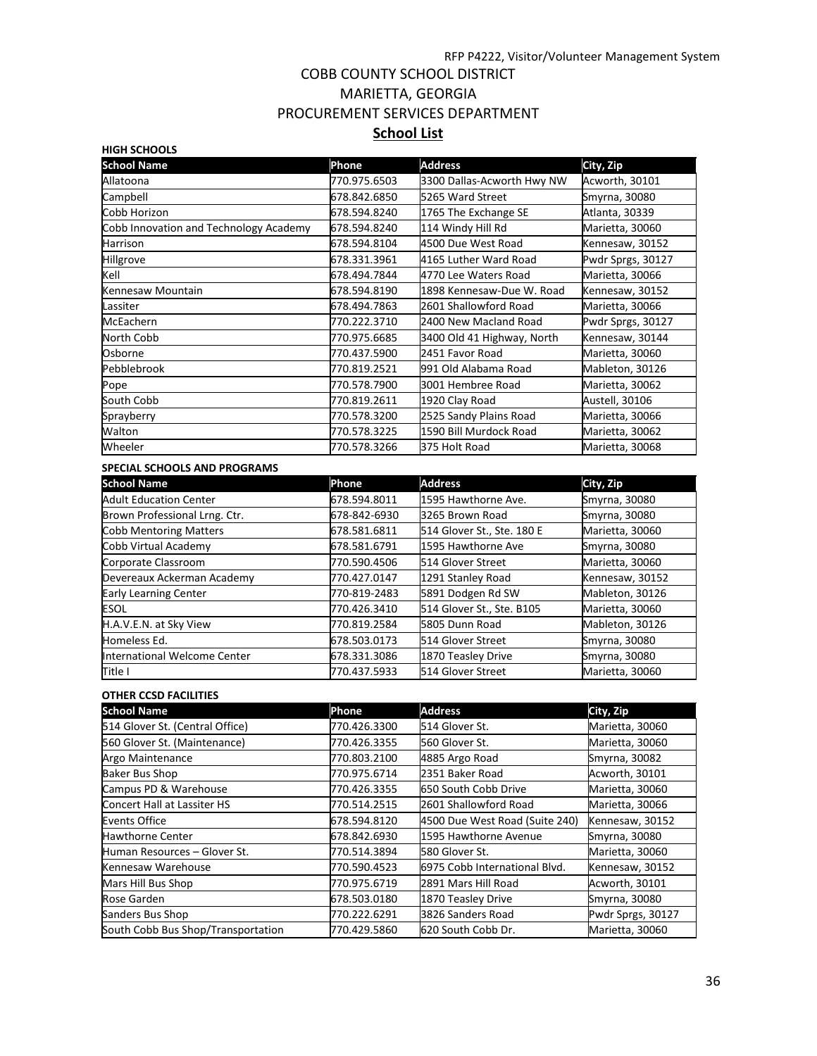# COBB COUNTY SCHOOL DISTRICT
# MARIETTA, GEORGIA
# PROCUREMENT SERVICES DEPARTMENT

## **School List**

**HIGH SCHOOLS**

| School Name | Phone | Address | City, Zip |
|---|---|---|---|
| Allatoona | 770.975.6503 | 3300 Dallas-Acworth Hwy NW | Acworth, 30101 |
| Campbell | 678.842.6850 | 5265 Ward Street | Smyrna, 30080 |
| Cobb Horizon | 678.594.8240 | 1765 The Exchange SE | Atlanta, 30339 |
| Cobb Innovation and Technology Academy | 678.594.8240 | 114 Windy Hill Rd | Marietta, 30060 |
| Harrison | 678.594.8104 | 4500 Due West Road | Kennesaw, 30152 |
| Hillgrove | 678.331.3961 | 4165 Luther Ward Road | Pwdr Sprgs, 30127 |
| Kell | 678.494.7844 | 4770 Lee Waters Road | Marietta, 30066 |
| Kennesaw Mountain | 678.594.8190 | 1898 Kennesaw-Due W. Road | Kennesaw, 30152 |
| Lassiter | 678.494.7863 | 2601 Shallowford Road | Marietta, 30066 |
| McEachern | 770.222.3710 | 2400 New Macland Road | Pwdr Sprgs, 30127 |
| North Cobb | 770.975.6685 | 3400 Old 41 Highway, North | Kennesaw, 30144 |
| Osborne | 770.437.5900 | 2451 Favor Road | Marietta, 30060 |
| Pebblebrook | 770.819.2521 | 991 Old Alabama Road | Mableton, 30126 |
| Pope | 770.578.7900 | 3001 Hembree Road | Marietta, 30062 |
| South Cobb | 770.819.2611 | 1920 Clay Road | Austell, 30106 |
| Sprayberry | 770.578.3200 | 2525 Sandy Plains Road | Marietta, 30066 |
| Walton | 770.578.3225 | 1590 Bill Murdock Road | Marietta, 30062 |
| Wheeler | 770.578.3266 | 375 Holt Road | Marietta, 30068 |

**SPECIAL SCHOOLS AND PROGRAMS**

| School Name | Phone | Address | City, Zip |
|---|---|---|---|
| Adult Education Center | 678.594.8011 | 1595 Hawthorne Ave. | Smyrna, 30080 |
| Brown Professional Lrng. Ctr. | 678-842-6930 | 3265 Brown Road | Smyrna, 30080 |
| Cobb Mentoring Matters | 678.581.6811 | 514 Glover St., Ste. 180 E | Marietta, 30060 |
| Cobb Virtual Academy | 678.581.6791 | 1595 Hawthorne Ave | Smyrna, 30080 |
| Corporate Classroom | 770.590.4506 | 514 Glover Street | Marietta, 30060 |
| Devereaux Ackerman Academy | 770.427.0147 | 1291 Stanley Road | Kennesaw, 30152 |
| Early Learning Center | 770-819-2483 | 5891 Dodgen Rd SW | Mableton, 30126 |
| ESOL | 770.426.3410 | 514 Glover St., Ste. B105 | Marietta, 30060 |
| H.A.V.E.N. at Sky View | 770.819.2584 | 5805 Dunn Road | Mableton, 30126 |
| Homeless Ed. | 678.503.0173 | 514 Glover Street | Smyrna, 30080 |
| International Welcome Center | 678.331.3086 | 1870 Teasley Drive | Smyrna, 30080 |
| Title I | 770.437.5933 | 514 Glover Street | Marietta, 30060 |

**OTHER CCSD FACILITIES**

| School Name | Phone | Address | City, Zip |
|---|---|---|---|
| 514 Glover St. (Central Office) | 770.426.3300 | 514 Glover St. | Marietta, 30060 |
| 560 Glover St. (Maintenance) | 770.426.3355 | 560 Glover St. | Marietta, 30060 |
| Argo Maintenance | 770.803.2100 | 4885 Argo Road | Smyrna, 30082 |
| Baker Bus Shop | 770.975.6714 | 2351 Baker Road | Acworth, 30101 |
| Campus PD & Warehouse | 770.426.3355 | 650 South Cobb Drive | Marietta, 30060 |
| Concert Hall at Lassiter HS | 770.514.2515 | 2601 Shallowford Road | Marietta, 30066 |
| Events Office | 678.594.8120 | 4500 Due West Road (Suite 240) | Kennesaw, 30152 |
| Hawthorne Center | 678.842.6930 | 1595 Hawthorne Avenue | Smyrna, 30080 |
| Human Resources – Glover St. | 770.514.3894 | 580 Glover St. | Marietta, 30060 |
| Kennesaw Warehouse | 770.590.4523 | 6975 Cobb International Blvd. | Kennesaw, 30152 |
| Mars Hill Bus Shop | 770.975.6719 | 2891 Mars Hill Road | Acworth, 30101 |
| Rose Garden | 678.503.0180 | 1870 Teasley Drive | Smyrna, 30080 |
| Sanders Bus Shop | 770.222.6291 | 3826 Sanders Road | Pwdr Sprgs, 30127 |
| South Cobb Bus Shop/Transportation | 770.429.5860 | 620 South Cobb Dr. | Marietta, 30060 |